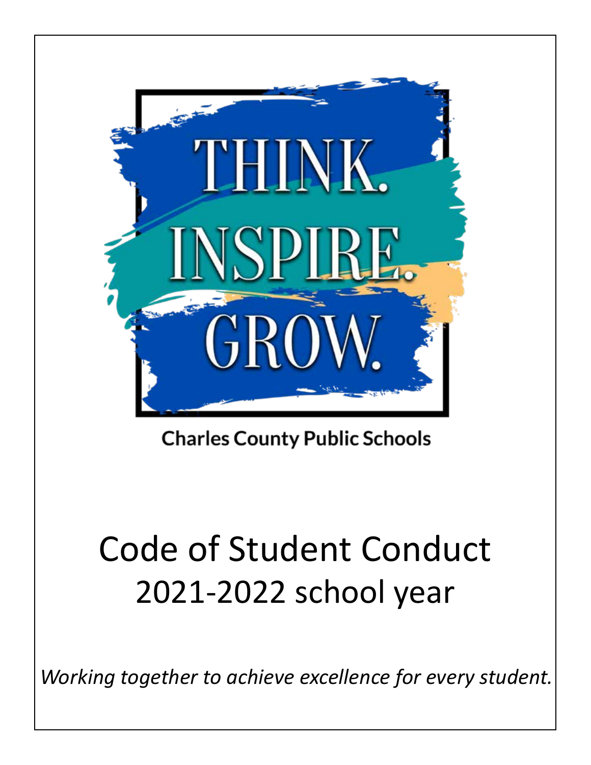THINK.
INSPIRE.
GROW.

Charles County Public Schools

# Code of Student Conduct
## 2021-2022 school year

*Working together to achieve excellence for every student.*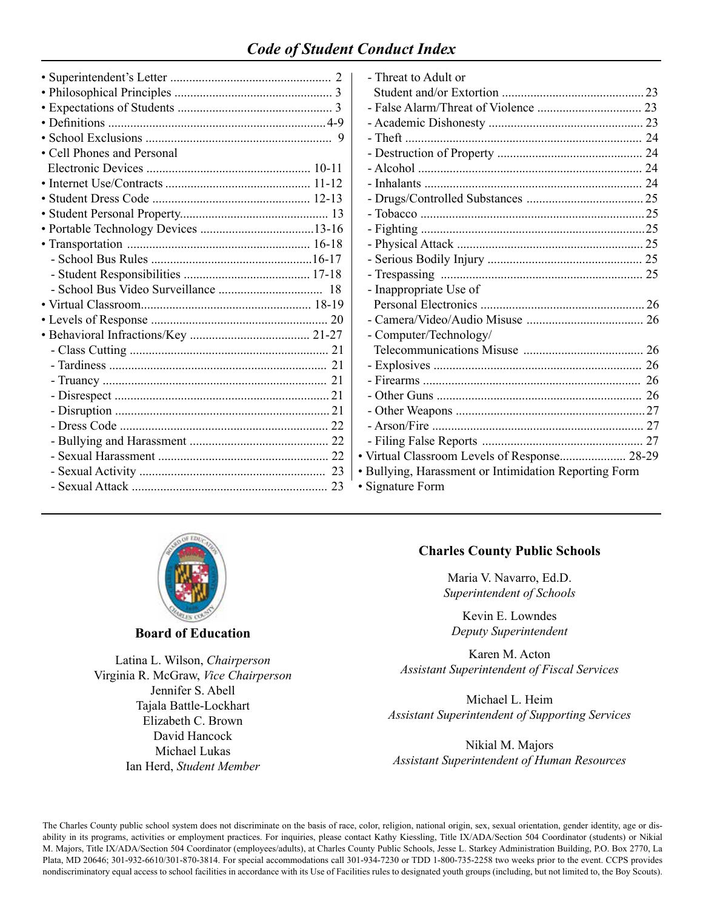## *Code of Student Conduct Index*

- Superintendent's Letter .................................................. 2
- Philosophical Principles ................................................ 3
- Expectations of Students ............................................... 3
- Definitions .................................................................... 4-9
- School Exclusions .......................................................... 9
- Cell Phones and Personal Electronic Devices .................................................. 10-11
- Internet Use/Contracts ............................................. 11-12
- Student Dress Code ................................................ 12-13
- Student Personal Property............................................. 13
- Portable Technology Devices ...................................13-16
- Transportation ......................................................... 16-18
  - School Bus Rules ..................................................16-17
  - Student Responsibilities ........................................ 17-18
  - School Bus Video Surveillance ................................. 18
- Virtual Classroom...................................................... 18-19
- Levels of Response ........................................................ 20
- Behavioral Infractions/Key ...................................... 21-27
  - Class Cutting ............................................................... 21
  - Tardiness .................................................................... 21
  - Truancy ...................................................................... 21
  - Disrespect ................................................................... 21
  - Disruption ................................................................... 21
  - Dress Code ................................................................. 22
  - Bullying and Harassment ........................................... 22
  - Sexual Harassment ..................................................... 22
  - Sexual Activity ........................................................... 23
  - Sexual Attack ............................................................. 23
  - Threat to Adult or Student and/or Extortion ............................................ 23
  - False Alarm/Threat of Violence ................................. 23
  - Academic Dishonesty ................................................. 23
  - Theft ........................................................................... 24
  - Destruction of Property .............................................. 24
  - Alcohol ....................................................................... 24
  - Inhalants ..................................................................... 24
  - Drugs/Controlled Substances ..................................... 25
  - Tobacco ....................................................................... 25
  - Fighting ....................................................................... 25
  - Physical Attack ........................................................... 25
  - Serious Bodily Injury ................................................. 25
  - Trespassing ................................................................ 25
  - Inappropriate Use of Personal Electronics .................................................... 26
  - Camera/Video/Audio Misuse ..................................... 26
  - Computer/Technology/ Telecommunications Misuse ...................................... 26
  - Explosives ................................................................. 26
  - Firearms .................................................................... 26
  - Other Guns ................................................................. 26
  - Other Weapons ............................................................ 27
  - Arson/Fire .................................................................. 27
  - Filing False Reports ................................................... 27
- Virtual Classroom Levels of Response..................... 28-29
- Bullying, Harassment or Intimidation Reporting Form
- Signature Form

### Board of Education

Latina L. Wilson, *Chairperson*
Virginia R. McGraw, *Vice Chairperson*
Jennifer S. Abell
Tajala Battle-Lockhart
Elizabeth C. Brown
David Hancock
Michael Lukas
Ian Herd, *Student Member*

### Charles County Public Schools

Maria V. Navarro, Ed.D.
*Superintendent of Schools*

Kevin E. Lowndes
*Deputy Superintendent*

Karen M. Acton
*Assistant Superintendent of Fiscal Services*

Michael L. Heim
*Assistant Superintendent of Supporting Services*

Nikial M. Majors
*Assistant Superintendent of Human Resources*

The Charles County public school system does not discriminate on the basis of race, color, religion, national origin, sex, sexual orientation, gender identity, age or disability in its programs, activities or employment practices. For inquiries, please contact Kathy Kiessling, Title IX/ADA/Section 504 Coordinator (students) or Nikial M. Majors, Title IX/ADA/Section 504 Coordinator (employees/adults), at Charles County Public Schools, Jesse L. Starkey Administration Building, P.O. Box 2770, La Plata, MD 20646; 301-932-6610/301-870-3814. For special accommodations call 301-934-7230 or TDD 1-800-735-2258 two weeks prior to the event. CCPS provides nondiscriminatory equal access to school facilities in accordance with its Use of Facilities rules to designated youth groups (including, but not limited to, the Boy Scouts).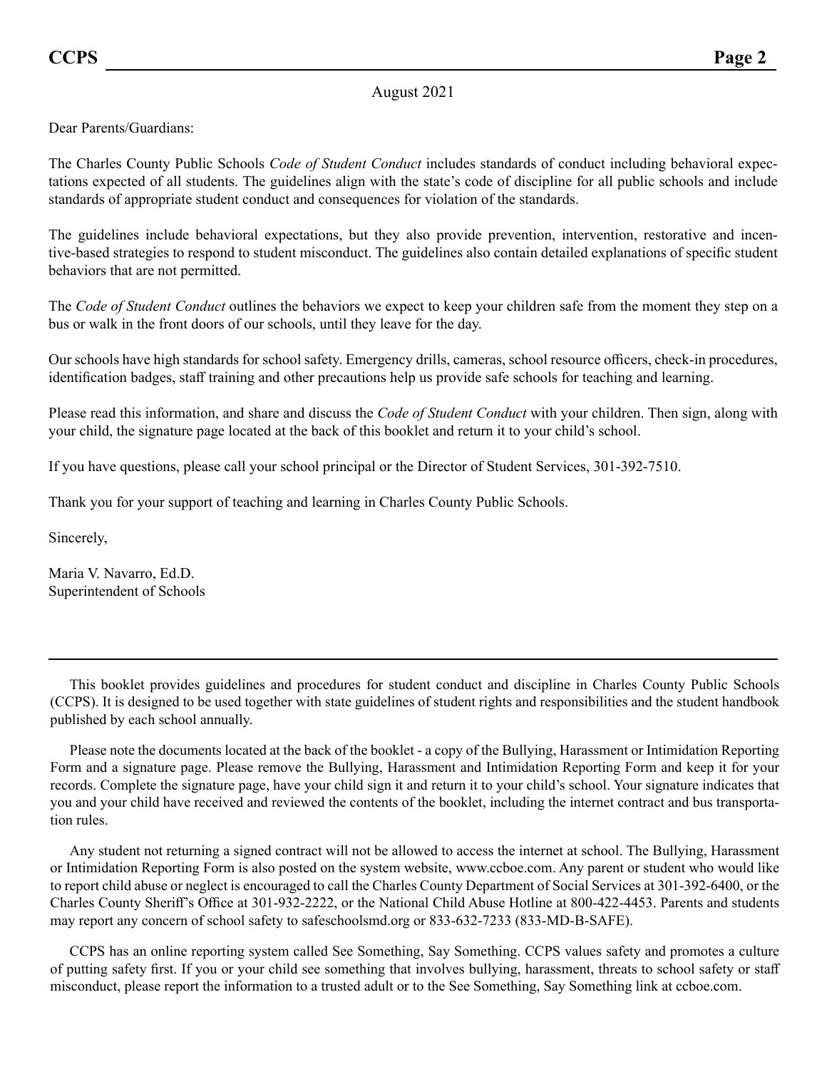August 2021

Dear Parents/Guardians:

The Charles County Public Schools *Code of Student Conduct* includes standards of conduct including behavioral expectations expected of all students. The guidelines align with the state's code of discipline for all public schools and include standards of appropriate student conduct and consequences for violation of the standards.

The guidelines include behavioral expectations, but they also provide prevention, intervention, restorative and incentive-based strategies to respond to student misconduct. The guidelines also contain detailed explanations of specific student behaviors that are not permitted.

The *Code of Student Conduct* outlines the behaviors we expect to keep your children safe from the moment they step on a bus or walk in the front doors of our schools, until they leave for the day.

Our schools have high standards for school safety. Emergency drills, cameras, school resource officers, check-in procedures, identification badges, staff training and other precautions help us provide safe schools for teaching and learning.

Please read this information, and share and discuss the *Code of Student Conduct* with your children. Then sign, along with your child, the signature page located at the back of this booklet and return it to your child's school.

If you have questions, please call your school principal or the Director of Student Services, 301-392-7510.

Thank you for your support of teaching and learning in Charles County Public Schools.

Sincerely,

Maria V. Navarro, Ed.D.
Superintendent of Schools

---

This booklet provides guidelines and procedures for student conduct and discipline in Charles County Public Schools (CCPS). It is designed to be used together with state guidelines of student rights and responsibilities and the student handbook published by each school annually.

Please note the documents located at the back of the booklet - a copy of the Bullying, Harassment or Intimidation Reporting Form and a signature page. Please remove the Bullying, Harassment and Intimidation Reporting Form and keep it for your records. Complete the signature page, have your child sign it and return it to your child's school. Your signature indicates that you and your child have received and reviewed the contents of the booklet, including the internet contract and bus transportation rules.

Any student not returning a signed contract will not be allowed to access the internet at school. The Bullying, Harassment or Intimidation Reporting Form is also posted on the system website, www.ccboe.com. Any parent or student who would like to report child abuse or neglect is encouraged to call the Charles County Department of Social Services at 301-392-6400, or the Charles County Sheriff's Office at 301-932-2222, or the National Child Abuse Hotline at 800-422-4453. Parents and students may report any concern of school safety to safeschoolsmd.org or 833-632-7233 (833-MD-B-SAFE).

CCPS has an online reporting system called See Something, Say Something. CCPS values safety and promotes a culture of putting safety first. If you or your child see something that involves bullying, harassment, threats to school safety or staff misconduct, please report the information to a trusted adult or to the See Something, Say Something link at ccboe.com.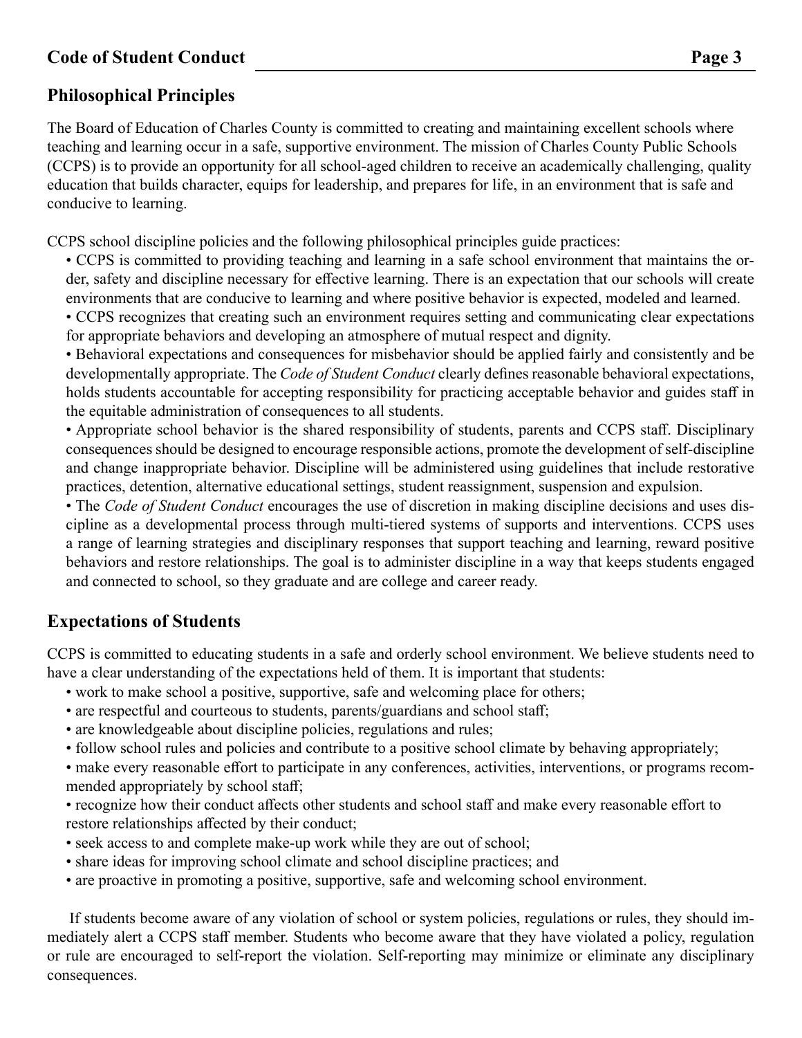## Philosophical Principles

The Board of Education of Charles County is committed to creating and maintaining excellent schools where teaching and learning occur in a safe, supportive environment. The mission of Charles County Public Schools (CCPS) is to provide an opportunity for all school-aged children to receive an academically challenging, quality education that builds character, equips for leadership, and prepares for life, in an environment that is safe and conducive to learning.

CCPS school discipline policies and the following philosophical principles guide practices:

- CCPS is committed to providing teaching and learning in a safe school environment that maintains the order, safety and discipline necessary for effective learning. There is an expectation that our schools will create environments that are conducive to learning and where positive behavior is expected, modeled and learned.
- CCPS recognizes that creating such an environment requires setting and communicating clear expectations for appropriate behaviors and developing an atmosphere of mutual respect and dignity.
- Behavioral expectations and consequences for misbehavior should be applied fairly and consistently and be developmentally appropriate. The *Code of Student Conduct* clearly defines reasonable behavioral expectations, holds students accountable for accepting responsibility for practicing acceptable behavior and guides staff in the equitable administration of consequences to all students.
- Appropriate school behavior is the shared responsibility of students, parents and CCPS staff. Disciplinary consequences should be designed to encourage responsible actions, promote the development of self-discipline and change inappropriate behavior. Discipline will be administered using guidelines that include restorative practices, detention, alternative educational settings, student reassignment, suspension and expulsion.
- The *Code of Student Conduct* encourages the use of discretion in making discipline decisions and uses discipline as a developmental process through multi-tiered systems of supports and interventions. CCPS uses a range of learning strategies and disciplinary responses that support teaching and learning, reward positive behaviors and restore relationships. The goal is to administer discipline in a way that keeps students engaged and connected to school, so they graduate and are college and career ready.

## Expectations of Students

CCPS is committed to educating students in a safe and orderly school environment. We believe students need to have a clear understanding of the expectations held of them. It is important that students:

- work to make school a positive, supportive, safe and welcoming place for others;
- are respectful and courteous to students, parents/guardians and school staff;
- are knowledgeable about discipline policies, regulations and rules;
- follow school rules and policies and contribute to a positive school climate by behaving appropriately;
- make every reasonable effort to participate in any conferences, activities, interventions, or programs recommended appropriately by school staff;
- recognize how their conduct affects other students and school staff and make every reasonable effort to restore relationships affected by their conduct;
- seek access to and complete make-up work while they are out of school;
- share ideas for improving school climate and school discipline practices; and
- are proactive in promoting a positive, supportive, safe and welcoming school environment.

If students become aware of any violation of school or system policies, regulations or rules, they should immediately alert a CCPS staff member. Students who become aware that they have violated a policy, regulation or rule are encouraged to self-report the violation. Self-reporting may minimize or eliminate any disciplinary consequences.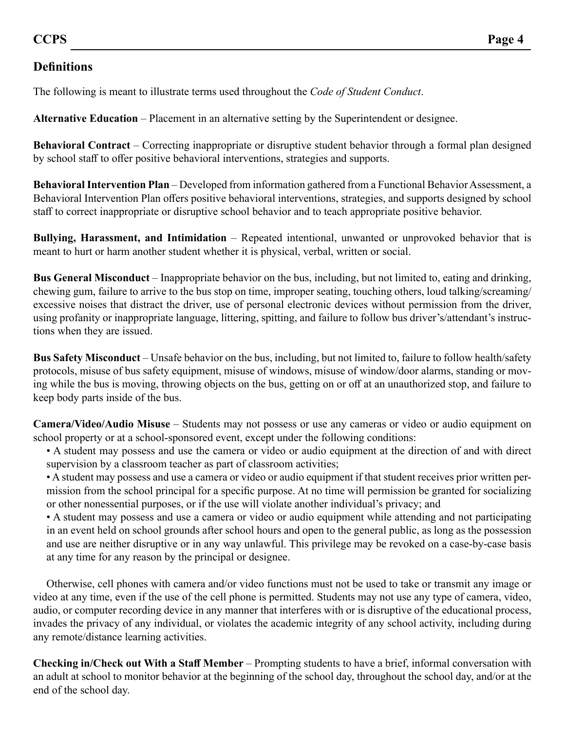## Definitions

The following is meant to illustrate terms used throughout the *Code of Student Conduct*.

**Alternative Education** – Placement in an alternative setting by the Superintendent or designee.

**Behavioral Contract** – Correcting inappropriate or disruptive student behavior through a formal plan designed by school staff to offer positive behavioral interventions, strategies and supports.

**Behavioral Intervention Plan** – Developed from information gathered from a Functional Behavior Assessment, a Behavioral Intervention Plan offers positive behavioral interventions, strategies, and supports designed by school staff to correct inappropriate or disruptive school behavior and to teach appropriate positive behavior.

**Bullying, Harassment, and Intimidation** – Repeated intentional, unwanted or unprovoked behavior that is meant to hurt or harm another student whether it is physical, verbal, written or social.

**Bus General Misconduct** – Inappropriate behavior on the bus, including, but not limited to, eating and drinking, chewing gum, failure to arrive to the bus stop on time, improper seating, touching others, loud talking/screaming/excessive noises that distract the driver, use of personal electronic devices without permission from the driver, using profanity or inappropriate language, littering, spitting, and failure to follow bus driver's/attendant's instructions when they are issued.

**Bus Safety Misconduct** – Unsafe behavior on the bus, including, but not limited to, failure to follow health/safety protocols, misuse of bus safety equipment, misuse of windows, misuse of window/door alarms, standing or moving while the bus is moving, throwing objects on the bus, getting on or off at an unauthorized stop, and failure to keep body parts inside of the bus.

**Camera/Video/Audio Misuse** – Students may not possess or use any cameras or video or audio equipment on school property or at a school-sponsored event, except under the following conditions:

- A student may possess and use the camera or video or audio equipment at the direction of and with direct supervision by a classroom teacher as part of classroom activities;
- A student may possess and use a camera or video or audio equipment if that student receives prior written permission from the school principal for a specific purpose. At no time will permission be granted for socializing or other nonessential purposes, or if the use will violate another individual's privacy; and
- A student may possess and use a camera or video or audio equipment while attending and not participating in an event held on school grounds after school hours and open to the general public, as long as the possession and use are neither disruptive or in any way unlawful. This privilege may be revoked on a case-by-case basis at any time for any reason by the principal or designee.

Otherwise, cell phones with camera and/or video functions must not be used to take or transmit any image or video at any time, even if the use of the cell phone is permitted. Students may not use any type of camera, video, audio, or computer recording device in any manner that interferes with or is disruptive of the educational process, invades the privacy of any individual, or violates the academic integrity of any school activity, including during any remote/distance learning activities.

**Checking in/Check out With a Staff Member** – Prompting students to have a brief, informal conversation with an adult at school to monitor behavior at the beginning of the school day, throughout the school day, and/or at the end of the school day.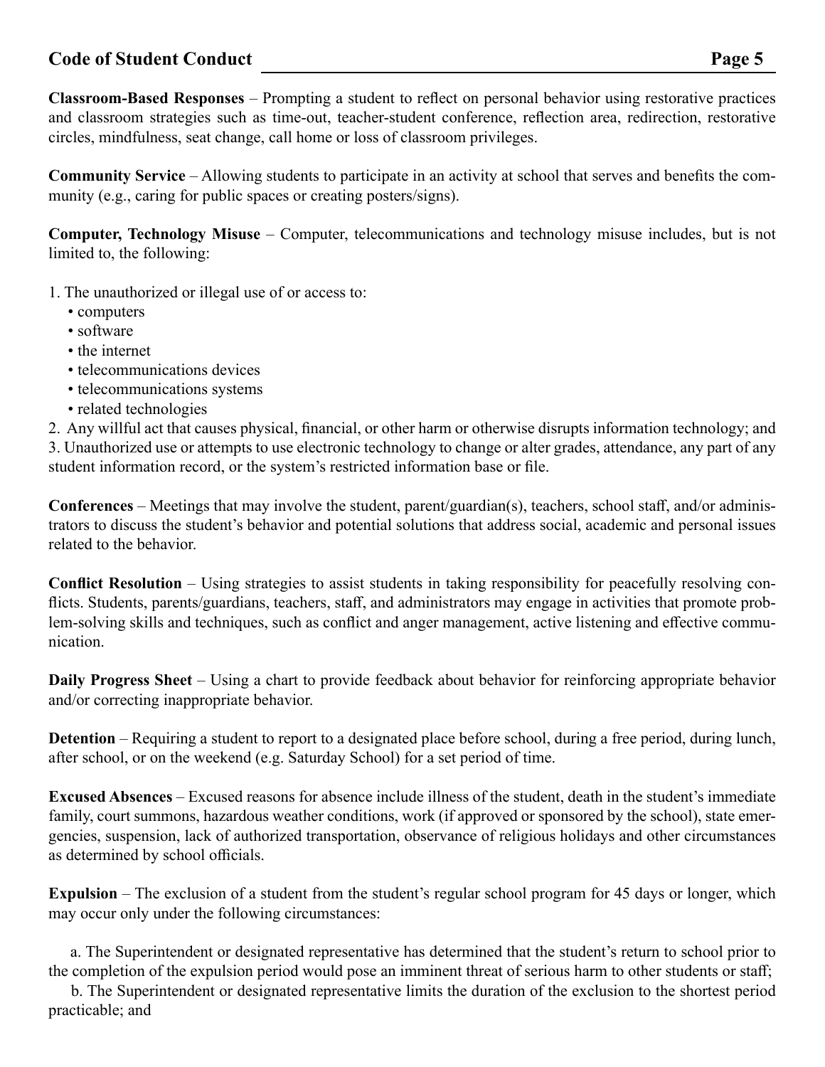**Classroom-Based Responses** – Prompting a student to reflect on personal behavior using restorative practices and classroom strategies such as time-out, teacher-student conference, reflection area, redirection, restorative circles, mindfulness, seat change, call home or loss of classroom privileges.

**Community Service** – Allowing students to participate in an activity at school that serves and benefits the community (e.g., caring for public spaces or creating posters/signs).

**Computer, Technology Misuse** – Computer, telecommunications and technology misuse includes, but is not limited to, the following:

1. The unauthorized or illegal use of or access to:
    - computers
    - software
    - the internet
    - telecommunications devices
    - telecommunications systems
    - related technologies
2. Any willful act that causes physical, financial, or other harm or otherwise disrupts information technology; and
3. Unauthorized use or attempts to use electronic technology to change or alter grades, attendance, any part of any student information record, or the system's restricted information base or file.

**Conferences** – Meetings that may involve the student, parent/guardian(s), teachers, school staff, and/or administrators to discuss the student's behavior and potential solutions that address social, academic and personal issues related to the behavior.

**Conflict Resolution** – Using strategies to assist students in taking responsibility for peacefully resolving conflicts. Students, parents/guardians, teachers, staff, and administrators may engage in activities that promote problem-solving skills and techniques, such as conflict and anger management, active listening and effective communication.

**Daily Progress Sheet** – Using a chart to provide feedback about behavior for reinforcing appropriate behavior and/or correcting inappropriate behavior.

**Detention** – Requiring a student to report to a designated place before school, during a free period, during lunch, after school, or on the weekend (e.g. Saturday School) for a set period of time.

**Excused Absences** – Excused reasons for absence include illness of the student, death in the student's immediate family, court summons, hazardous weather conditions, work (if approved or sponsored by the school), state emergencies, suspension, lack of authorized transportation, observance of religious holidays and other circumstances as determined by school officials.

**Expulsion** – The exclusion of a student from the student's regular school program for 45 days or longer, which may occur only under the following circumstances:

a. The Superintendent or designated representative has determined that the student's return to school prior to the completion of the expulsion period would pose an imminent threat of serious harm to other students or staff;

b. The Superintendent or designated representative limits the duration of the exclusion to the shortest period practicable; and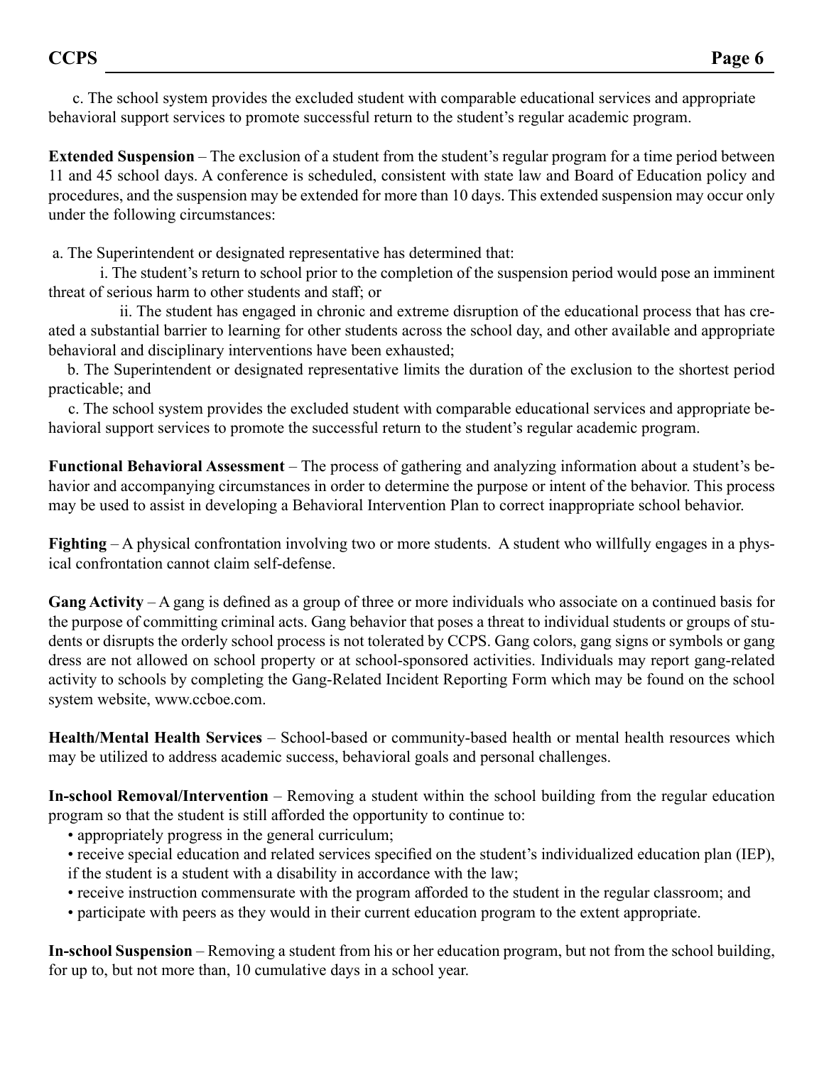c. The school system provides the excluded student with comparable educational services and appropriate behavioral support services to promote successful return to the student's regular academic program.

**Extended Suspension** – The exclusion of a student from the student's regular program for a time period between 11 and 45 school days. A conference is scheduled, consistent with state law and Board of Education policy and procedures, and the suspension may be extended for more than 10 days. This extended suspension may occur only under the following circumstances:

a. The Superintendent or designated representative has determined that:

i. The student's return to school prior to the completion of the suspension period would pose an imminent threat of serious harm to other students and staff; or

ii. The student has engaged in chronic and extreme disruption of the educational process that has created a substantial barrier to learning for other students across the school day, and other available and appropriate behavioral and disciplinary interventions have been exhausted;

b. The Superintendent or designated representative limits the duration of the exclusion to the shortest period practicable; and

c. The school system provides the excluded student with comparable educational services and appropriate behavioral support services to promote the successful return to the student's regular academic program.

**Functional Behavioral Assessment** – The process of gathering and analyzing information about a student's behavior and accompanying circumstances in order to determine the purpose or intent of the behavior. This process may be used to assist in developing a Behavioral Intervention Plan to correct inappropriate school behavior.

**Fighting** – A physical confrontation involving two or more students. A student who willfully engages in a physical confrontation cannot claim self-defense.

**Gang Activity** – A gang is defined as a group of three or more individuals who associate on a continued basis for the purpose of committing criminal acts. Gang behavior that poses a threat to individual students or groups of students or disrupts the orderly school process is not tolerated by CCPS. Gang colors, gang signs or symbols or gang dress are not allowed on school property or at school-sponsored activities. Individuals may report gang-related activity to schools by completing the Gang-Related Incident Reporting Form which may be found on the school system website, www.ccboe.com.

**Health/Mental Health Services** – School-based or community-based health or mental health resources which may be utilized to address academic success, behavioral goals and personal challenges.

**In-school Removal/Intervention** – Removing a student within the school building from the regular education program so that the student is still afforded the opportunity to continue to:

- appropriately progress in the general curriculum;
- receive special education and related services specified on the student's individualized education plan (IEP), if the student is a student with a disability in accordance with the law;
- receive instruction commensurate with the program afforded to the student in the regular classroom; and
- participate with peers as they would in their current education program to the extent appropriate.

**In-school Suspension** – Removing a student from his or her education program, but not from the school building, for up to, but not more than, 10 cumulative days in a school year.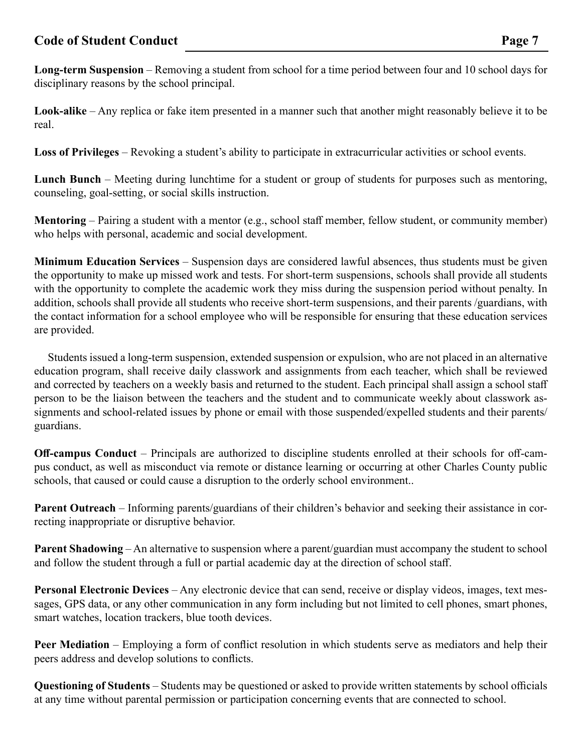**Long-term Suspension** – Removing a student from school for a time period between four and 10 school days for disciplinary reasons by the school principal.

**Look-alike** – Any replica or fake item presented in a manner such that another might reasonably believe it to be real.

**Loss of Privileges** – Revoking a student's ability to participate in extracurricular activities or school events.

**Lunch Bunch** – Meeting during lunchtime for a student or group of students for purposes such as mentoring, counseling, goal-setting, or social skills instruction.

**Mentoring** – Pairing a student with a mentor (e.g., school staff member, fellow student, or community member) who helps with personal, academic and social development.

**Minimum Education Services** – Suspension days are considered lawful absences, thus students must be given the opportunity to make up missed work and tests. For short-term suspensions, schools shall provide all students with the opportunity to complete the academic work they miss during the suspension period without penalty. In addition, schools shall provide all students who receive short-term suspensions, and their parents /guardians, with the contact information for a school employee who will be responsible for ensuring that these education services are provided.

Students issued a long-term suspension, extended suspension or expulsion, who are not placed in an alternative education program, shall receive daily classwork and assignments from each teacher, which shall be reviewed and corrected by teachers on a weekly basis and returned to the student. Each principal shall assign a school staff person to be the liaison between the teachers and the student and to communicate weekly about classwork assignments and school-related issues by phone or email with those suspended/expelled students and their parents/ guardians.

**Off-campus Conduct** – Principals are authorized to discipline students enrolled at their schools for off-campus conduct, as well as misconduct via remote or distance learning or occurring at other Charles County public schools, that caused or could cause a disruption to the orderly school environment..

**Parent Outreach** – Informing parents/guardians of their children's behavior and seeking their assistance in correcting inappropriate or disruptive behavior.

**Parent Shadowing** – An alternative to suspension where a parent/guardian must accompany the student to school and follow the student through a full or partial academic day at the direction of school staff.

**Personal Electronic Devices** – Any electronic device that can send, receive or display videos, images, text messages, GPS data, or any other communication in any form including but not limited to cell phones, smart phones, smart watches, location trackers, blue tooth devices.

**Peer Mediation** – Employing a form of conflict resolution in which students serve as mediators and help their peers address and develop solutions to conflicts.

**Questioning of Students** – Students may be questioned or asked to provide written statements by school officials at any time without parental permission or participation concerning events that are connected to school.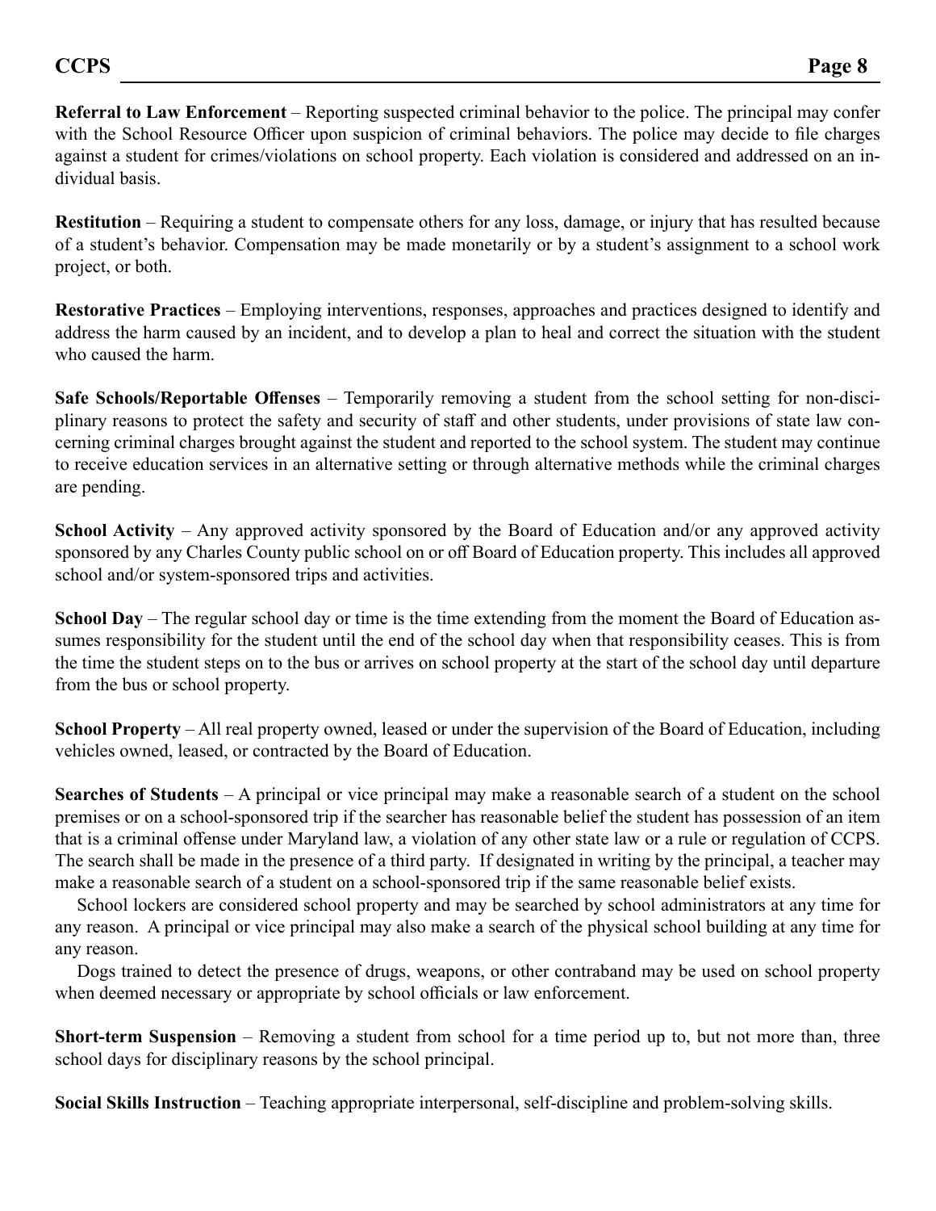**Referral to Law Enforcement** – Reporting suspected criminal behavior to the police. The principal may confer with the School Resource Officer upon suspicion of criminal behaviors. The police may decide to file charges against a student for crimes/violations on school property. Each violation is considered and addressed on an individual basis.

**Restitution** – Requiring a student to compensate others for any loss, damage, or injury that has resulted because of a student's behavior. Compensation may be made monetarily or by a student's assignment to a school work project, or both.

**Restorative Practices** – Employing interventions, responses, approaches and practices designed to identify and address the harm caused by an incident, and to develop a plan to heal and correct the situation with the student who caused the harm.

**Safe Schools/Reportable Offenses** – Temporarily removing a student from the school setting for non-disciplinary reasons to protect the safety and security of staff and other students, under provisions of state law concerning criminal charges brought against the student and reported to the school system. The student may continue to receive education services in an alternative setting or through alternative methods while the criminal charges are pending.

**School Activity** – Any approved activity sponsored by the Board of Education and/or any approved activity sponsored by any Charles County public school on or off Board of Education property. This includes all approved school and/or system-sponsored trips and activities.

**School Day** – The regular school day or time is the time extending from the moment the Board of Education assumes responsibility for the student until the end of the school day when that responsibility ceases. This is from the time the student steps on to the bus or arrives on school property at the start of the school day until departure from the bus or school property.

**School Property** – All real property owned, leased or under the supervision of the Board of Education, including vehicles owned, leased, or contracted by the Board of Education.

**Searches of Students** – A principal or vice principal may make a reasonable search of a student on the school premises or on a school-sponsored trip if the searcher has reasonable belief the student has possession of an item that is a criminal offense under Maryland law, a violation of any other state law or a rule or regulation of CCPS. The search shall be made in the presence of a third party. If designated in writing by the principal, a teacher may make a reasonable search of a student on a school-sponsored trip if the same reasonable belief exists.

School lockers are considered school property and may be searched by school administrators at any time for any reason. A principal or vice principal may also make a search of the physical school building at any time for any reason.

Dogs trained to detect the presence of drugs, weapons, or other contraband may be used on school property when deemed necessary or appropriate by school officials or law enforcement.

**Short-term Suspension** – Removing a student from school for a time period up to, but not more than, three school days for disciplinary reasons by the school principal.

**Social Skills Instruction** – Teaching appropriate interpersonal, self-discipline and problem-solving skills.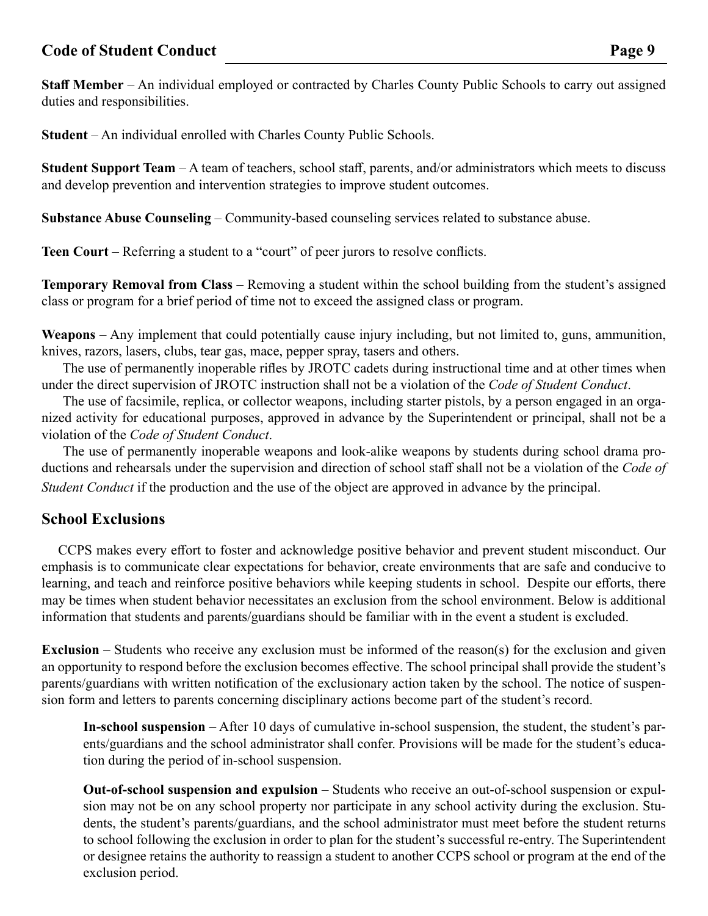**Staff Member** – An individual employed or contracted by Charles County Public Schools to carry out assigned duties and responsibilities.

**Student** – An individual enrolled with Charles County Public Schools.

**Student Support Team** – A team of teachers, school staff, parents, and/or administrators which meets to discuss and develop prevention and intervention strategies to improve student outcomes.

**Substance Abuse Counseling** – Community-based counseling services related to substance abuse.

**Teen Court** – Referring a student to a "court" of peer jurors to resolve conflicts.

**Temporary Removal from Class** – Removing a student within the school building from the student's assigned class or program for a brief period of time not to exceed the assigned class or program.

**Weapons** – Any implement that could potentially cause injury including, but not limited to, guns, ammunition, knives, razors, lasers, clubs, tear gas, mace, pepper spray, tasers and others.

The use of permanently inoperable rifles by JROTC cadets during instructional time and at other times when under the direct supervision of JROTC instruction shall not be a violation of the *Code of Student Conduct*.

The use of facsimile, replica, or collector weapons, including starter pistols, by a person engaged in an organized activity for educational purposes, approved in advance by the Superintendent or principal, shall not be a violation of the *Code of Student Conduct*.

The use of permanently inoperable weapons and look-alike weapons by students during school drama productions and rehearsals under the supervision and direction of school staff shall not be a violation of the *Code of Student Conduct* if the production and the use of the object are approved in advance by the principal.

## School Exclusions

CCPS makes every effort to foster and acknowledge positive behavior and prevent student misconduct. Our emphasis is to communicate clear expectations for behavior, create environments that are safe and conducive to learning, and teach and reinforce positive behaviors while keeping students in school. Despite our efforts, there may be times when student behavior necessitates an exclusion from the school environment. Below is additional information that students and parents/guardians should be familiar with in the event a student is excluded.

**Exclusion** – Students who receive any exclusion must be informed of the reason(s) for the exclusion and given an opportunity to respond before the exclusion becomes effective. The school principal shall provide the student's parents/guardians with written notification of the exclusionary action taken by the school. The notice of suspension form and letters to parents concerning disciplinary actions become part of the student's record.

**In-school suspension** – After 10 days of cumulative in-school suspension, the student, the student's parents/guardians and the school administrator shall confer. Provisions will be made for the student's education during the period of in-school suspension.

**Out-of-school suspension and expulsion** – Students who receive an out-of-school suspension or expulsion may not be on any school property nor participate in any school activity during the exclusion. Students, the student's parents/guardians, and the school administrator must meet before the student returns to school following the exclusion in order to plan for the student's successful re-entry. The Superintendent or designee retains the authority to reassign a student to another CCPS school or program at the end of the exclusion period.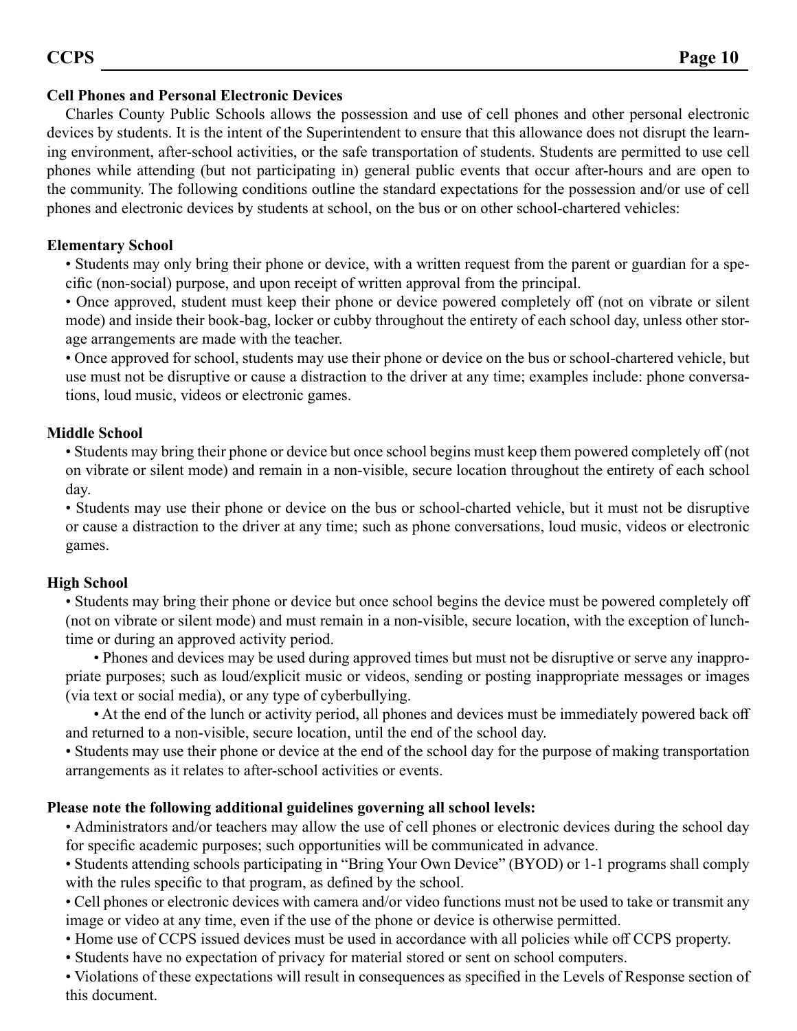## Cell Phones and Personal Electronic Devices

Charles County Public Schools allows the possession and use of cell phones and other personal electronic devices by students. It is the intent of the Superintendent to ensure that this allowance does not disrupt the learning environment, after-school activities, or the safe transportation of students. Students are permitted to use cell phones while attending (but not participating in) general public events that occur after-hours and are open to the community. The following conditions outline the standard expectations for the possession and/or use of cell phones and electronic devices by students at school, on the bus or on other school-chartered vehicles:

### Elementary School

- Students may only bring their phone or device, with a written request from the parent or guardian for a specific (non-social) purpose, and upon receipt of written approval from the principal.
- Once approved, student must keep their phone or device powered completely off (not on vibrate or silent mode) and inside their book-bag, locker or cubby throughout the entirety of each school day, unless other storage arrangements are made with the teacher.
- Once approved for school, students may use their phone or device on the bus or school-chartered vehicle, but use must not be disruptive or cause a distraction to the driver at any time; examples include: phone conversations, loud music, videos or electronic games.

### Middle School

- Students may bring their phone or device but once school begins must keep them powered completely off (not on vibrate or silent mode) and remain in a non-visible, secure location throughout the entirety of each school day.
- Students may use their phone or device on the bus or school-charted vehicle, but it must not be disruptive or cause a distraction to the driver at any time; such as phone conversations, loud music, videos or electronic games.

### High School

- Students may bring their phone or device but once school begins the device must be powered completely off (not on vibrate or silent mode) and must remain in a non-visible, secure location, with the exception of lunchtime or during an approved activity period.
  - Phones and devices may be used during approved times but must not be disruptive or serve any inappropriate purposes; such as loud/explicit music or videos, sending or posting inappropriate messages or images (via text or social media), or any type of cyberbullying.
  - At the end of the lunch or activity period, all phones and devices must be immediately powered back off and returned to a non-visible, secure location, until the end of the school day.
- Students may use their phone or device at the end of the school day for the purpose of making transportation arrangements as it relates to after-school activities or events.

**Please note the following additional guidelines governing all school levels:**

- Administrators and/or teachers may allow the use of cell phones or electronic devices during the school day for specific academic purposes; such opportunities will be communicated in advance.
- Students attending schools participating in "Bring Your Own Device" (BYOD) or 1-1 programs shall comply with the rules specific to that program, as defined by the school.
- Cell phones or electronic devices with camera and/or video functions must not be used to take or transmit any image or video at any time, even if the use of the phone or device is otherwise permitted.
- Home use of CCPS issued devices must be used in accordance with all policies while off CCPS property.
- Students have no expectation of privacy for material stored or sent on school computers.
- Violations of these expectations will result in consequences as specified in the Levels of Response section of this document.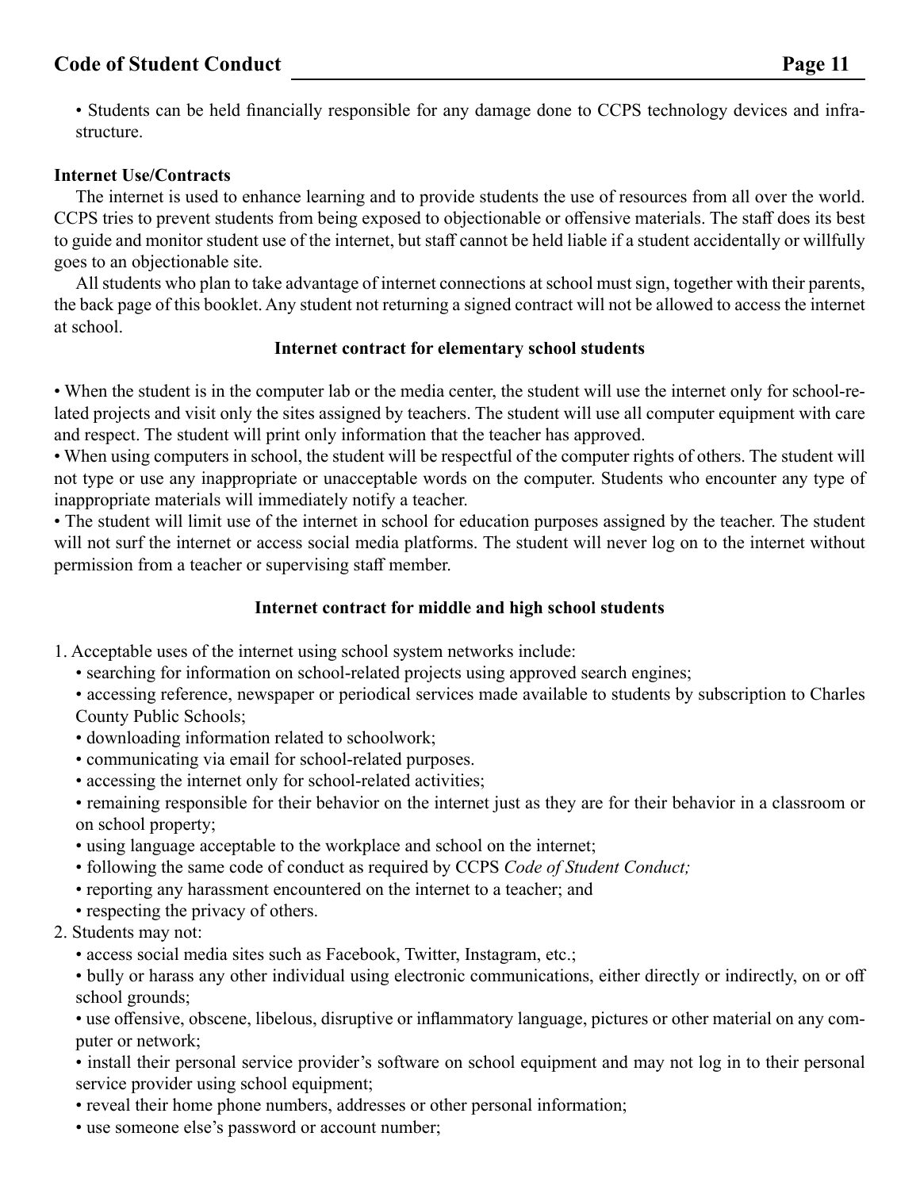- Students can be held financially responsible for any damage done to CCPS technology devices and infrastructure.

**Internet Use/Contracts**

The internet is used to enhance learning and to provide students the use of resources from all over the world. CCPS tries to prevent students from being exposed to objectionable or offensive materials. The staff does its best to guide and monitor student use of the internet, but staff cannot be held liable if a student accidentally or willfully goes to an objectionable site.

All students who plan to take advantage of internet connections at school must sign, together with their parents, the back page of this booklet. Any student not returning a signed contract will not be allowed to access the internet at school.

**Internet contract for elementary school students**

- When the student is in the computer lab or the media center, the student will use the internet only for school-related projects and visit only the sites assigned by teachers. The student will use all computer equipment with care and respect. The student will print only information that the teacher has approved.
- When using computers in school, the student will be respectful of the computer rights of others. The student will not type or use any inappropriate or unacceptable words on the computer. Students who encounter any type of inappropriate materials will immediately notify a teacher.
- The student will limit use of the internet in school for education purposes assigned by the teacher. The student will not surf the internet or access social media platforms. The student will never log on to the internet without permission from a teacher or supervising staff member.

**Internet contract for middle and high school students**

1. Acceptable uses of the internet using school system networks include:
   - searching for information on school-related projects using approved search engines;
   - accessing reference, newspaper or periodical services made available to students by subscription to Charles County Public Schools;
   - downloading information related to schoolwork;
   - communicating via email for school-related purposes.
   - accessing the internet only for school-related activities;
   - remaining responsible for their behavior on the internet just as they are for their behavior in a classroom or on school property;
   - using language acceptable to the workplace and school on the internet;
   - following the same code of conduct as required by CCPS *Code of Student Conduct;*
   - reporting any harassment encountered on the internet to a teacher; and
   - respecting the privacy of others.
2. Students may not:
   - access social media sites such as Facebook, Twitter, Instagram, etc.;
   - bully or harass any other individual using electronic communications, either directly or indirectly, on or off school grounds;
   - use offensive, obscene, libelous, disruptive or inflammatory language, pictures or other material on any computer or network;
   - install their personal service provider's software on school equipment and may not log in to their personal service provider using school equipment;
   - reveal their home phone numbers, addresses or other personal information;
   - use someone else's password or account number;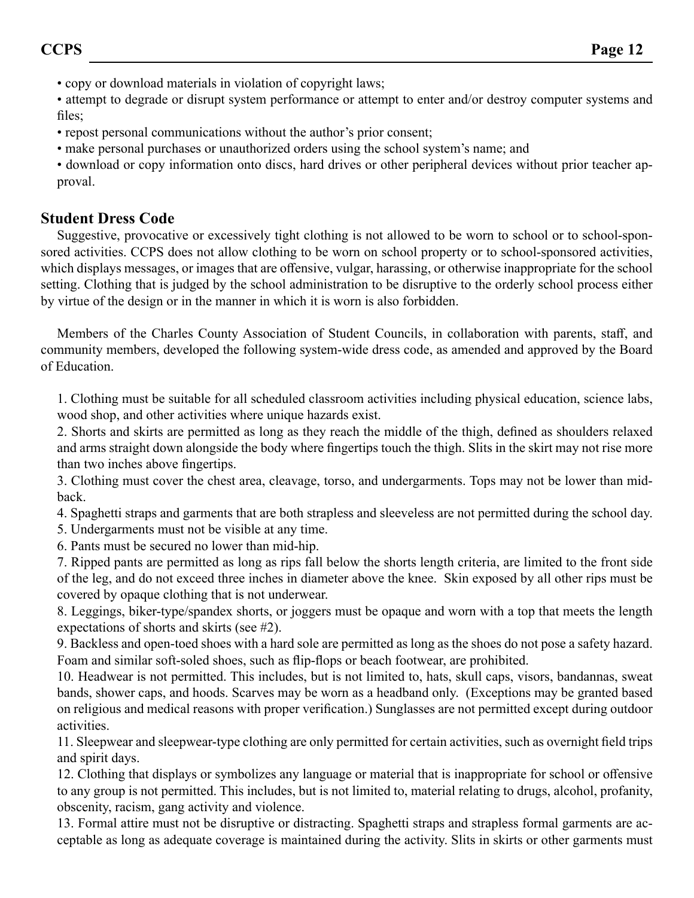- copy or download materials in violation of copyright laws;
- attempt to degrade or disrupt system performance or attempt to enter and/or destroy computer systems and files;
- repost personal communications without the author's prior consent;
- make personal purchases or unauthorized orders using the school system's name; and
- download or copy information onto discs, hard drives or other peripheral devices without prior teacher approval.

## Student Dress Code

Suggestive, provocative or excessively tight clothing is not allowed to be worn to school or to school-sponsored activities. CCPS does not allow clothing to be worn on school property or to school-sponsored activities, which displays messages, or images that are offensive, vulgar, harassing, or otherwise inappropriate for the school setting. Clothing that is judged by the school administration to be disruptive to the orderly school process either by virtue of the design or in the manner in which it is worn is also forbidden.

Members of the Charles County Association of Student Councils, in collaboration with parents, staff, and community members, developed the following system-wide dress code, as amended and approved by the Board of Education.

1. Clothing must be suitable for all scheduled classroom activities including physical education, science labs, wood shop, and other activities where unique hazards exist.
2. Shorts and skirts are permitted as long as they reach the middle of the thigh, defined as shoulders relaxed and arms straight down alongside the body where fingertips touch the thigh. Slits in the skirt may not rise more than two inches above fingertips.
3. Clothing must cover the chest area, cleavage, torso, and undergarments. Tops may not be lower than mid-back.
4. Spaghetti straps and garments that are both strapless and sleeveless are not permitted during the school day.
5. Undergarments must not be visible at any time.
6. Pants must be secured no lower than mid-hip.
7. Ripped pants are permitted as long as rips fall below the shorts length criteria, are limited to the front side of the leg, and do not exceed three inches in diameter above the knee. Skin exposed by all other rips must be covered by opaque clothing that is not underwear.
8. Leggings, biker-type/spandex shorts, or joggers must be opaque and worn with a top that meets the length expectations of shorts and skirts (see #2).
9. Backless and open-toed shoes with a hard sole are permitted as long as the shoes do not pose a safety hazard. Foam and similar soft-soled shoes, such as flip-flops or beach footwear, are prohibited.
10. Headwear is not permitted. This includes, but is not limited to, hats, skull caps, visors, bandannas, sweat bands, shower caps, and hoods. Scarves may be worn as a headband only. (Exceptions may be granted based on religious and medical reasons with proper verification.) Sunglasses are not permitted except during outdoor activities.
11. Sleepwear and sleepwear-type clothing are only permitted for certain activities, such as overnight field trips and spirit days.
12. Clothing that displays or symbolizes any language or material that is inappropriate for school or offensive to any group is not permitted. This includes, but is not limited to, material relating to drugs, alcohol, profanity, obscenity, racism, gang activity and violence.
13. Formal attire must not be disruptive or distracting. Spaghetti straps and strapless formal garments are acceptable as long as adequate coverage is maintained during the activity. Slits in skirts or other garments must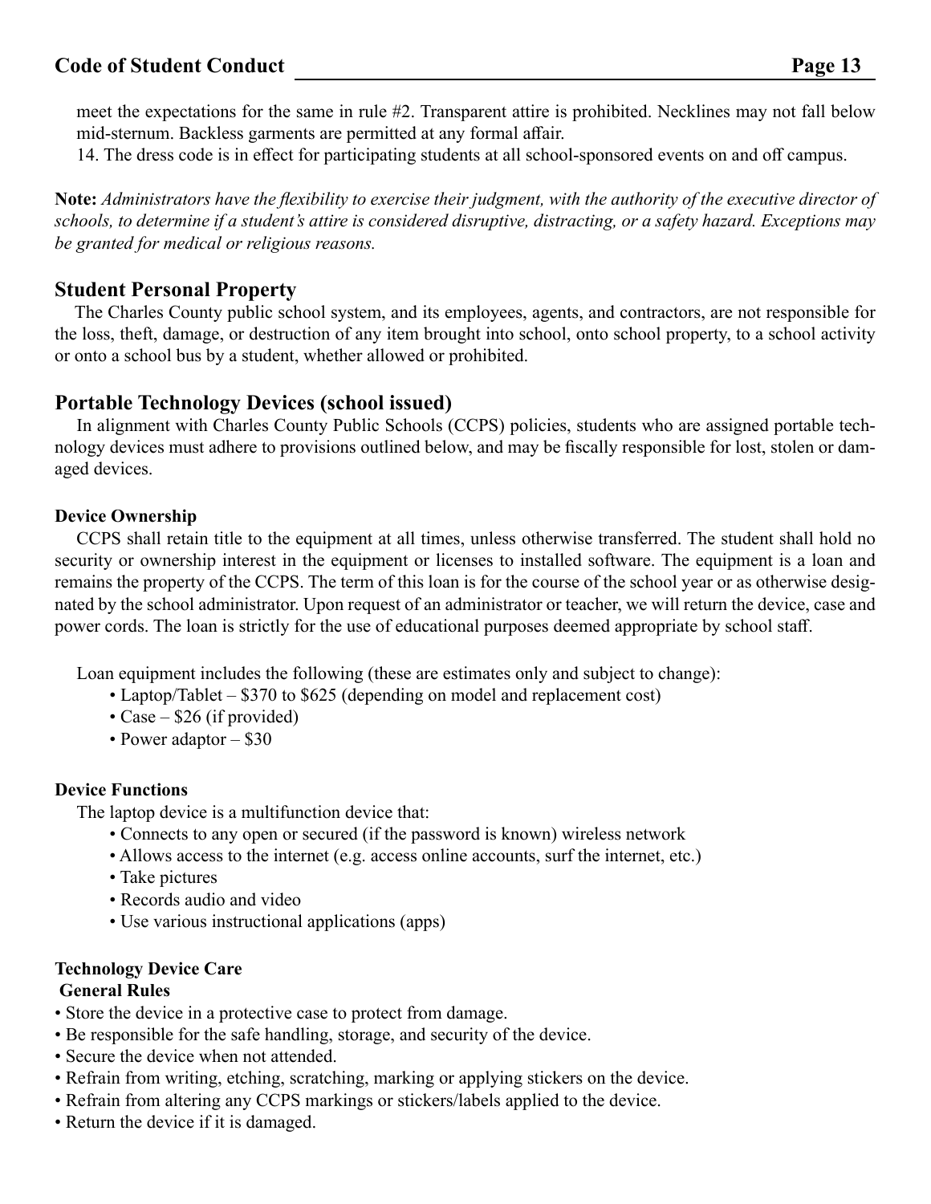meet the expectations for the same in rule #2. Transparent attire is prohibited. Necklines may not fall below mid-sternum. Backless garments are permitted at any formal affair.

14. The dress code is in effect for participating students at all school-sponsored events on and off campus.

**Note:** *Administrators have the flexibility to exercise their judgment, with the authority of the executive director of schools, to determine if a student's attire is considered disruptive, distracting, or a safety hazard. Exceptions may be granted for medical or religious reasons.*

## Student Personal Property

The Charles County public school system, and its employees, agents, and contractors, are not responsible for the loss, theft, damage, or destruction of any item brought into school, onto school property, to a school activity or onto a school bus by a student, whether allowed or prohibited.

## Portable Technology Devices (school issued)

In alignment with Charles County Public Schools (CCPS) policies, students who are assigned portable technology devices must adhere to provisions outlined below, and may be fiscally responsible for lost, stolen or damaged devices.

### Device Ownership

CCPS shall retain title to the equipment at all times, unless otherwise transferred. The student shall hold no security or ownership interest in the equipment or licenses to installed software. The equipment is a loan and remains the property of the CCPS. The term of this loan is for the course of the school year or as otherwise designated by the school administrator. Upon request of an administrator or teacher, we will return the device, case and power cords. The loan is strictly for the use of educational purposes deemed appropriate by school staff.

Loan equipment includes the following (these are estimates only and subject to change):

- Laptop/Tablet – $370 to $625 (depending on model and replacement cost)
- Case – $26 (if provided)
- Power adaptor – $30

### Device Functions

The laptop device is a multifunction device that:

- Connects to any open or secured (if the password is known) wireless network
- Allows access to the internet (e.g. access online accounts, surf the internet, etc.)
- Take pictures
- Records audio and video
- Use various instructional applications (apps)

### Technology Device Care

**General Rules**

- Store the device in a protective case to protect from damage.
- Be responsible for the safe handling, storage, and security of the device.
- Secure the device when not attended.
- Refrain from writing, etching, scratching, marking or applying stickers on the device.
- Refrain from altering any CCPS markings or stickers/labels applied to the device.
- Return the device if it is damaged.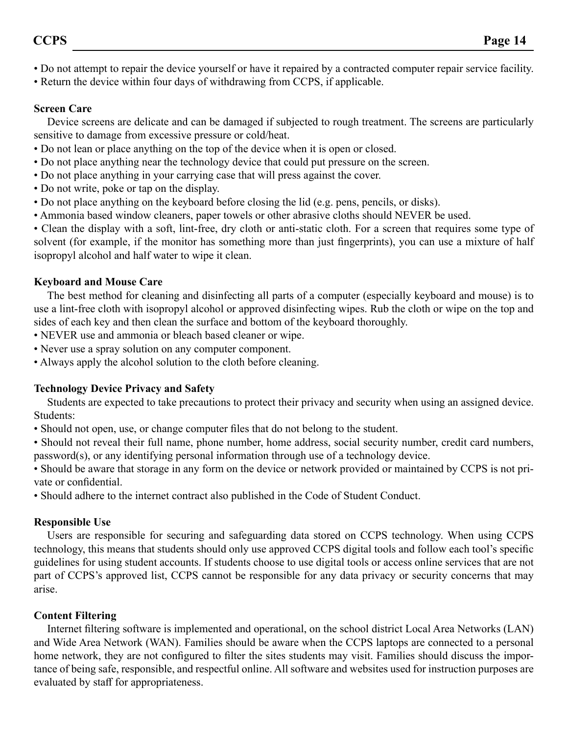- Do not attempt to repair the device yourself or have it repaired by a contracted computer repair service facility.
- Return the device within four days of withdrawing from CCPS, if applicable.

### Screen Care

Device screens are delicate and can be damaged if subjected to rough treatment. The screens are particularly sensitive to damage from excessive pressure or cold/heat.

- Do not lean or place anything on the top of the device when it is open or closed.
- Do not place anything near the technology device that could put pressure on the screen.
- Do not place anything in your carrying case that will press against the cover.
- Do not write, poke or tap on the display.
- Do not place anything on the keyboard before closing the lid (e.g. pens, pencils, or disks).
- Ammonia based window cleaners, paper towels or other abrasive cloths should NEVER be used.
- Clean the display with a soft, lint-free, dry cloth or anti-static cloth. For a screen that requires some type of solvent (for example, if the monitor has something more than just fingerprints), you can use a mixture of half isopropyl alcohol and half water to wipe it clean.

### Keyboard and Mouse Care

The best method for cleaning and disinfecting all parts of a computer (especially keyboard and mouse) is to use a lint-free cloth with isopropyl alcohol or approved disinfecting wipes. Rub the cloth or wipe on the top and sides of each key and then clean the surface and bottom of the keyboard thoroughly.

- NEVER use and ammonia or bleach based cleaner or wipe.
- Never use a spray solution on any computer component.
- Always apply the alcohol solution to the cloth before cleaning.

### Technology Device Privacy and Safety

Students are expected to take precautions to protect their privacy and security when using an assigned device. Students:

- Should not open, use, or change computer files that do not belong to the student.
- Should not reveal their full name, phone number, home address, social security number, credit card numbers, password(s), or any identifying personal information through use of a technology device.
- Should be aware that storage in any form on the device or network provided or maintained by CCPS is not private or confidential.
- Should adhere to the internet contract also published in the Code of Student Conduct.

### Responsible Use

Users are responsible for securing and safeguarding data stored on CCPS technology. When using CCPS technology, this means that students should only use approved CCPS digital tools and follow each tool's specific guidelines for using student accounts. If students choose to use digital tools or access online services that are not part of CCPS's approved list, CCPS cannot be responsible for any data privacy or security concerns that may arise.

### Content Filtering

Internet filtering software is implemented and operational, on the school district Local Area Networks (LAN) and Wide Area Network (WAN). Families should be aware when the CCPS laptops are connected to a personal home network, they are not configured to filter the sites students may visit. Families should discuss the importance of being safe, responsible, and respectful online. All software and websites used for instruction purposes are evaluated by staff for appropriateness.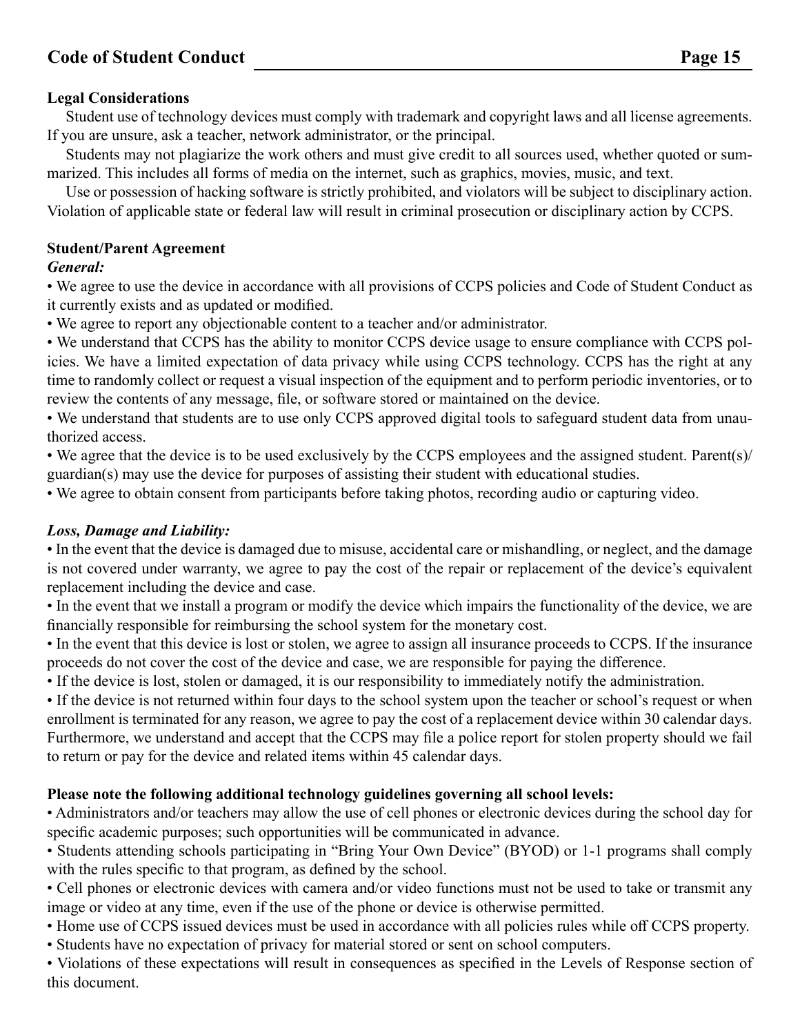**Legal Considerations**

Student use of technology devices must comply with trademark and copyright laws and all license agreements. If you are unsure, ask a teacher, network administrator, or the principal.

Students may not plagiarize the work others and must give credit to all sources used, whether quoted or summarized. This includes all forms of media on the internet, such as graphics, movies, music, and text.

Use or possession of hacking software is strictly prohibited, and violators will be subject to disciplinary action. Violation of applicable state or federal law will result in criminal prosecution or disciplinary action by CCPS.

**Student/Parent Agreement**

***General:***

- We agree to use the device in accordance with all provisions of CCPS policies and Code of Student Conduct as it currently exists and as updated or modified.
- We agree to report any objectionable content to a teacher and/or administrator.
- We understand that CCPS has the ability to monitor CCPS device usage to ensure compliance with CCPS policies. We have a limited expectation of data privacy while using CCPS technology. CCPS has the right at any time to randomly collect or request a visual inspection of the equipment and to perform periodic inventories, or to review the contents of any message, file, or software stored or maintained on the device.
- We understand that students are to use only CCPS approved digital tools to safeguard student data from unauthorized access.
- We agree that the device is to be used exclusively by the CCPS employees and the assigned student. Parent(s)/guardian(s) may use the device for purposes of assisting their student with educational studies.
- We agree to obtain consent from participants before taking photos, recording audio or capturing video.

***Loss, Damage and Liability:***

- In the event that the device is damaged due to misuse, accidental care or mishandling, or neglect, and the damage is not covered under warranty, we agree to pay the cost of the repair or replacement of the device's equivalent replacement including the device and case.
- In the event that we install a program or modify the device which impairs the functionality of the device, we are financially responsible for reimbursing the school system for the monetary cost.
- In the event that this device is lost or stolen, we agree to assign all insurance proceeds to CCPS. If the insurance proceeds do not cover the cost of the device and case, we are responsible for paying the difference.
- If the device is lost, stolen or damaged, it is our responsibility to immediately notify the administration.
- If the device is not returned within four days to the school system upon the teacher or school's request or when enrollment is terminated for any reason, we agree to pay the cost of a replacement device within 30 calendar days. Furthermore, we understand and accept that the CCPS may file a police report for stolen property should we fail to return or pay for the device and related items within 45 calendar days.

**Please note the following additional technology guidelines governing all school levels:**

- Administrators and/or teachers may allow the use of cell phones or electronic devices during the school day for specific academic purposes; such opportunities will be communicated in advance.
- Students attending schools participating in "Bring Your Own Device" (BYOD) or 1-1 programs shall comply with the rules specific to that program, as defined by the school.
- Cell phones or electronic devices with camera and/or video functions must not be used to take or transmit any image or video at any time, even if the use of the phone or device is otherwise permitted.
- Home use of CCPS issued devices must be used in accordance with all policies rules while off CCPS property.
- Students have no expectation of privacy for material stored or sent on school computers.
- Violations of these expectations will result in consequences as specified in the Levels of Response section of this document.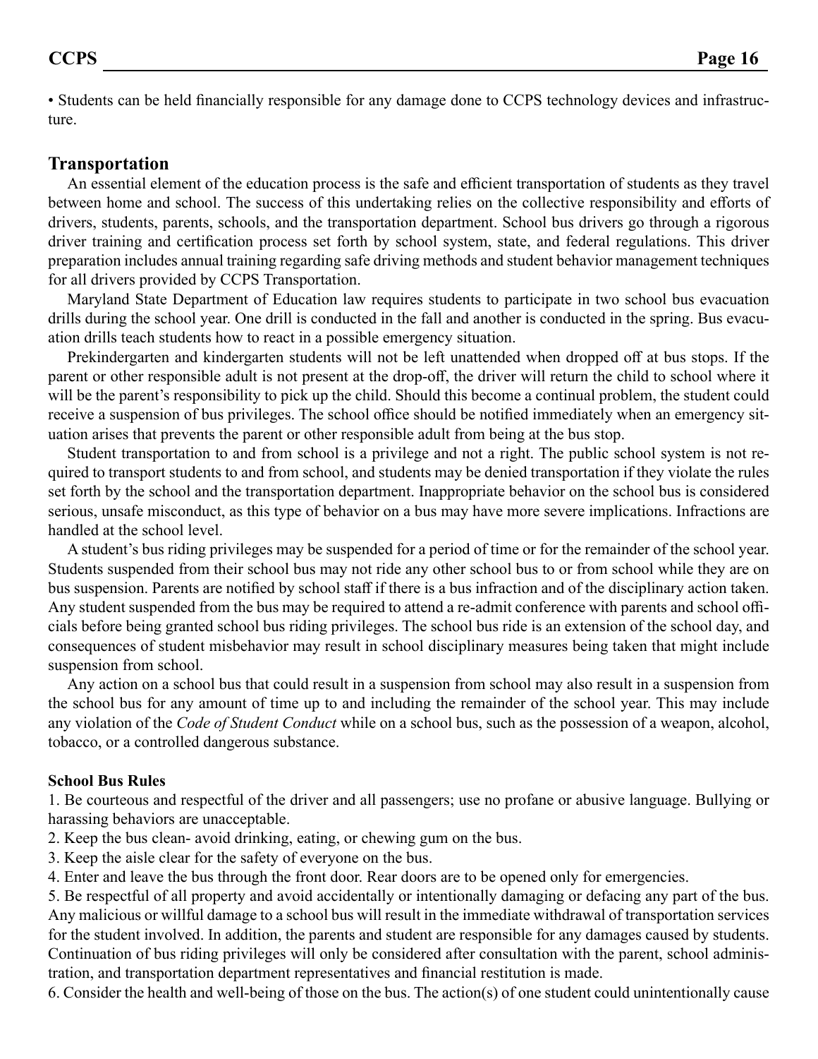• Students can be held financially responsible for any damage done to CCPS technology devices and infrastructure.

## Transportation

An essential element of the education process is the safe and efficient transportation of students as they travel between home and school. The success of this undertaking relies on the collective responsibility and efforts of drivers, students, parents, schools, and the transportation department. School bus drivers go through a rigorous driver training and certification process set forth by school system, state, and federal regulations. This driver preparation includes annual training regarding safe driving methods and student behavior management techniques for all drivers provided by CCPS Transportation.

Maryland State Department of Education law requires students to participate in two school bus evacuation drills during the school year. One drill is conducted in the fall and another is conducted in the spring. Bus evacuation drills teach students how to react in a possible emergency situation.

Prekindergarten and kindergarten students will not be left unattended when dropped off at bus stops. If the parent or other responsible adult is not present at the drop-off, the driver will return the child to school where it will be the parent's responsibility to pick up the child. Should this become a continual problem, the student could receive a suspension of bus privileges. The school office should be notified immediately when an emergency situation arises that prevents the parent or other responsible adult from being at the bus stop.

Student transportation to and from school is a privilege and not a right. The public school system is not required to transport students to and from school, and students may be denied transportation if they violate the rules set forth by the school and the transportation department. Inappropriate behavior on the school bus is considered serious, unsafe misconduct, as this type of behavior on a bus may have more severe implications. Infractions are handled at the school level.

A student's bus riding privileges may be suspended for a period of time or for the remainder of the school year. Students suspended from their school bus may not ride any other school bus to or from school while they are on bus suspension. Parents are notified by school staff if there is a bus infraction and of the disciplinary action taken. Any student suspended from the bus may be required to attend a re-admit conference with parents and school officials before being granted school bus riding privileges. The school bus ride is an extension of the school day, and consequences of student misbehavior may result in school disciplinary measures being taken that might include suspension from school.

Any action on a school bus that could result in a suspension from school may also result in a suspension from the school bus for any amount of time up to and including the remainder of the school year. This may include any violation of the *Code of Student Conduct* while on a school bus, such as the possession of a weapon, alcohol, tobacco, or a controlled dangerous substance.

### School Bus Rules

1. Be courteous and respectful of the driver and all passengers; use no profane or abusive language. Bullying or harassing behaviors are unacceptable.
2. Keep the bus clean- avoid drinking, eating, or chewing gum on the bus.
3. Keep the aisle clear for the safety of everyone on the bus.
4. Enter and leave the bus through the front door. Rear doors are to be opened only for emergencies.
5. Be respectful of all property and avoid accidentally or intentionally damaging or defacing any part of the bus. Any malicious or willful damage to a school bus will result in the immediate withdrawal of transportation services for the student involved. In addition, the parents and student are responsible for any damages caused by students. Continuation of bus riding privileges will only be considered after consultation with the parent, school administration, and transportation department representatives and financial restitution is made.
6. Consider the health and well-being of those on the bus. The action(s) of one student could unintentionally cause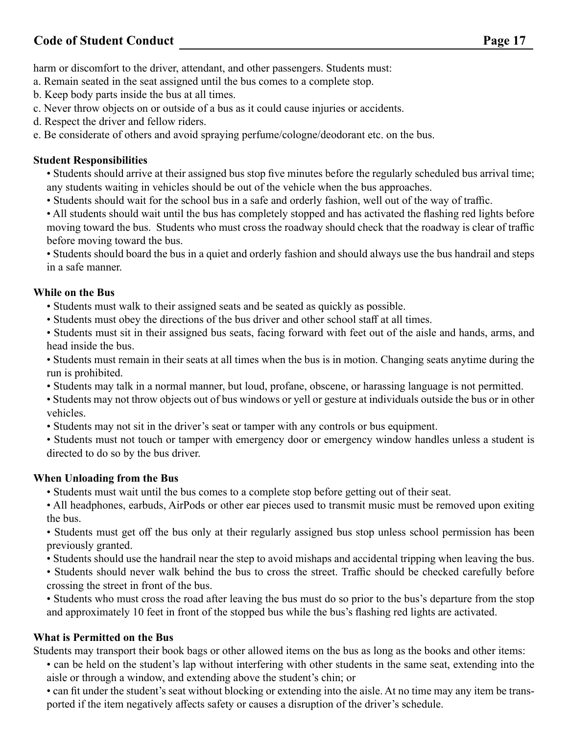harm or discomfort to the driver, attendant, and other passengers. Students must:

a. Remain seated in the seat assigned until the bus comes to a complete stop.
b. Keep body parts inside the bus at all times.
c. Never throw objects on or outside of a bus as it could cause injuries or accidents.
d. Respect the driver and fellow riders.
e. Be considerate of others and avoid spraying perfume/cologne/deodorant etc. on the bus.

**Student Responsibilities**

- Students should arrive at their assigned bus stop five minutes before the regularly scheduled bus arrival time; any students waiting in vehicles should be out of the vehicle when the bus approaches.
- Students should wait for the school bus in a safe and orderly fashion, well out of the way of traffic.
- All students should wait until the bus has completely stopped and has activated the flashing red lights before moving toward the bus. Students who must cross the roadway should check that the roadway is clear of traffic before moving toward the bus.
- Students should board the bus in a quiet and orderly fashion and should always use the bus handrail and steps in a safe manner.

**While on the Bus**

- Students must walk to their assigned seats and be seated as quickly as possible.
- Students must obey the directions of the bus driver and other school staff at all times.
- Students must sit in their assigned bus seats, facing forward with feet out of the aisle and hands, arms, and head inside the bus.
- Students must remain in their seats at all times when the bus is in motion. Changing seats anytime during the run is prohibited.
- Students may talk in a normal manner, but loud, profane, obscene, or harassing language is not permitted.
- Students may not throw objects out of bus windows or yell or gesture at individuals outside the bus or in other vehicles.
- Students may not sit in the driver's seat or tamper with any controls or bus equipment.
- Students must not touch or tamper with emergency door or emergency window handles unless a student is directed to do so by the bus driver.

**When Unloading from the Bus**

- Students must wait until the bus comes to a complete stop before getting out of their seat.
- All headphones, earbuds, AirPods or other ear pieces used to transmit music must be removed upon exiting the bus.
- Students must get off the bus only at their regularly assigned bus stop unless school permission has been previously granted.
- Students should use the handrail near the step to avoid mishaps and accidental tripping when leaving the bus.
- Students should never walk behind the bus to cross the street. Traffic should be checked carefully before crossing the street in front of the bus.
- Students who must cross the road after leaving the bus must do so prior to the bus's departure from the stop and approximately 10 feet in front of the stopped bus while the bus's flashing red lights are activated.

**What is Permitted on the Bus**

Students may transport their book bags or other allowed items on the bus as long as the books and other items:

- can be held on the student's lap without interfering with other students in the same seat, extending into the aisle or through a window, and extending above the student's chin; or
- can fit under the student's seat without blocking or extending into the aisle. At no time may any item be transported if the item negatively affects safety or causes a disruption of the driver's schedule.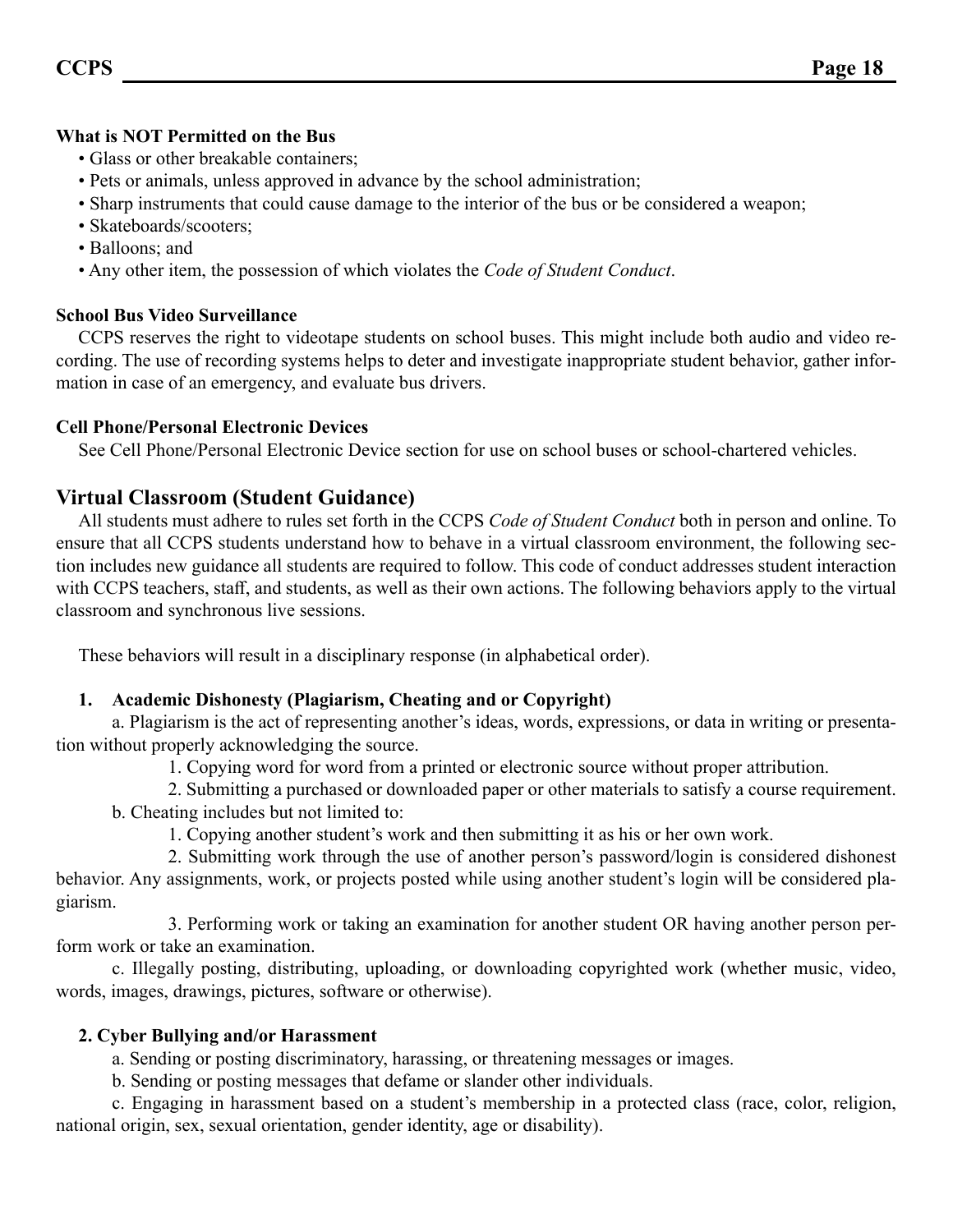**What is NOT Permitted on the Bus**

- Glass or other breakable containers;
- Pets or animals, unless approved in advance by the school administration;
- Sharp instruments that could cause damage to the interior of the bus or be considered a weapon;
- Skateboards/scooters;
- Balloons; and
- Any other item, the possession of which violates the *Code of Student Conduct*.

**School Bus Video Surveillance**

CCPS reserves the right to videotape students on school buses. This might include both audio and video recording. The use of recording systems helps to deter and investigate inappropriate student behavior, gather information in case of an emergency, and evaluate bus drivers.

**Cell Phone/Personal Electronic Devices**

See Cell Phone/Personal Electronic Device section for use on school buses or school-chartered vehicles.

## Virtual Classroom (Student Guidance)

All students must adhere to rules set forth in the CCPS *Code of Student Conduct* both in person and online. To ensure that all CCPS students understand how to behave in a virtual classroom environment, the following section includes new guidance all students are required to follow. This code of conduct addresses student interaction with CCPS teachers, staff, and students, as well as their own actions. The following behaviors apply to the virtual classroom and synchronous live sessions.

These behaviors will result in a disciplinary response (in alphabetical order).

**1. Academic Dishonesty (Plagiarism, Cheating and or Copyright)**

a. Plagiarism is the act of representing another's ideas, words, expressions, or data in writing or presentation without properly acknowledging the source.

1. Copying word for word from a printed or electronic source without proper attribution.

2. Submitting a purchased or downloaded paper or other materials to satisfy a course requirement.

b. Cheating includes but not limited to:

1. Copying another student's work and then submitting it as his or her own work.

2. Submitting work through the use of another person's password/login is considered dishonest behavior. Any assignments, work, or projects posted while using another student's login will be considered plagiarism.

3. Performing work or taking an examination for another student OR having another person perform work or take an examination.

c. Illegally posting, distributing, uploading, or downloading copyrighted work (whether music, video, words, images, drawings, pictures, software or otherwise).

**2. Cyber Bullying and/or Harassment**

a. Sending or posting discriminatory, harassing, or threatening messages or images.

b. Sending or posting messages that defame or slander other individuals.

c. Engaging in harassment based on a student's membership in a protected class (race, color, religion, national origin, sex, sexual orientation, gender identity, age or disability).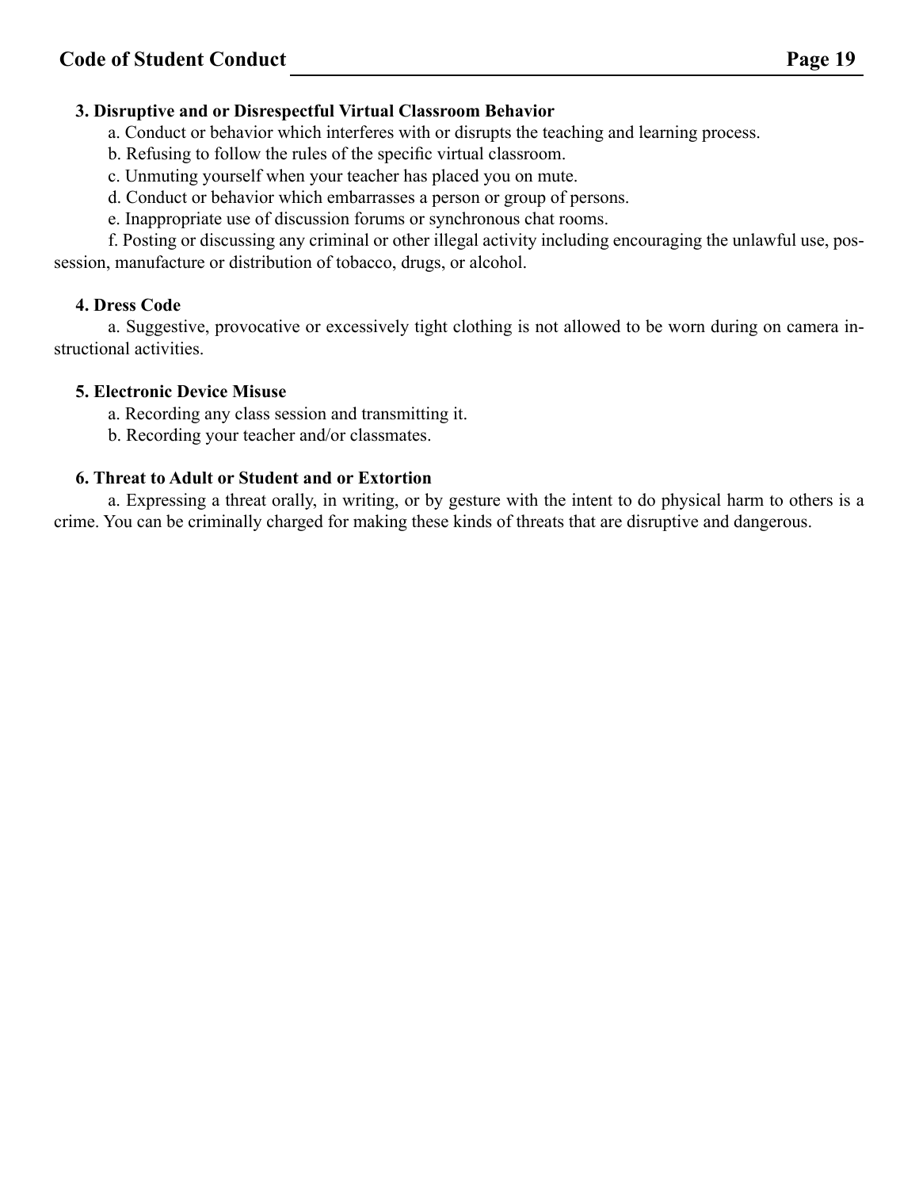**3. Disruptive and or Disrespectful Virtual Classroom Behavior**

a. Conduct or behavior which interferes with or disrupts the teaching and learning process.

b. Refusing to follow the rules of the specific virtual classroom.

c. Unmuting yourself when your teacher has placed you on mute.

d. Conduct or behavior which embarrasses a person or group of persons.

e. Inappropriate use of discussion forums or synchronous chat rooms.

f. Posting or discussing any criminal or other illegal activity including encouraging the unlawful use, possession, manufacture or distribution of tobacco, drugs, or alcohol.

**4. Dress Code**

a. Suggestive, provocative or excessively tight clothing is not allowed to be worn during on camera instructional activities.

**5. Electronic Device Misuse**

a. Recording any class session and transmitting it.

b. Recording your teacher and/or classmates.

**6. Threat to Adult or Student and or Extortion**

a. Expressing a threat orally, in writing, or by gesture with the intent to do physical harm to others is a crime. You can be criminally charged for making these kinds of threats that are disruptive and dangerous.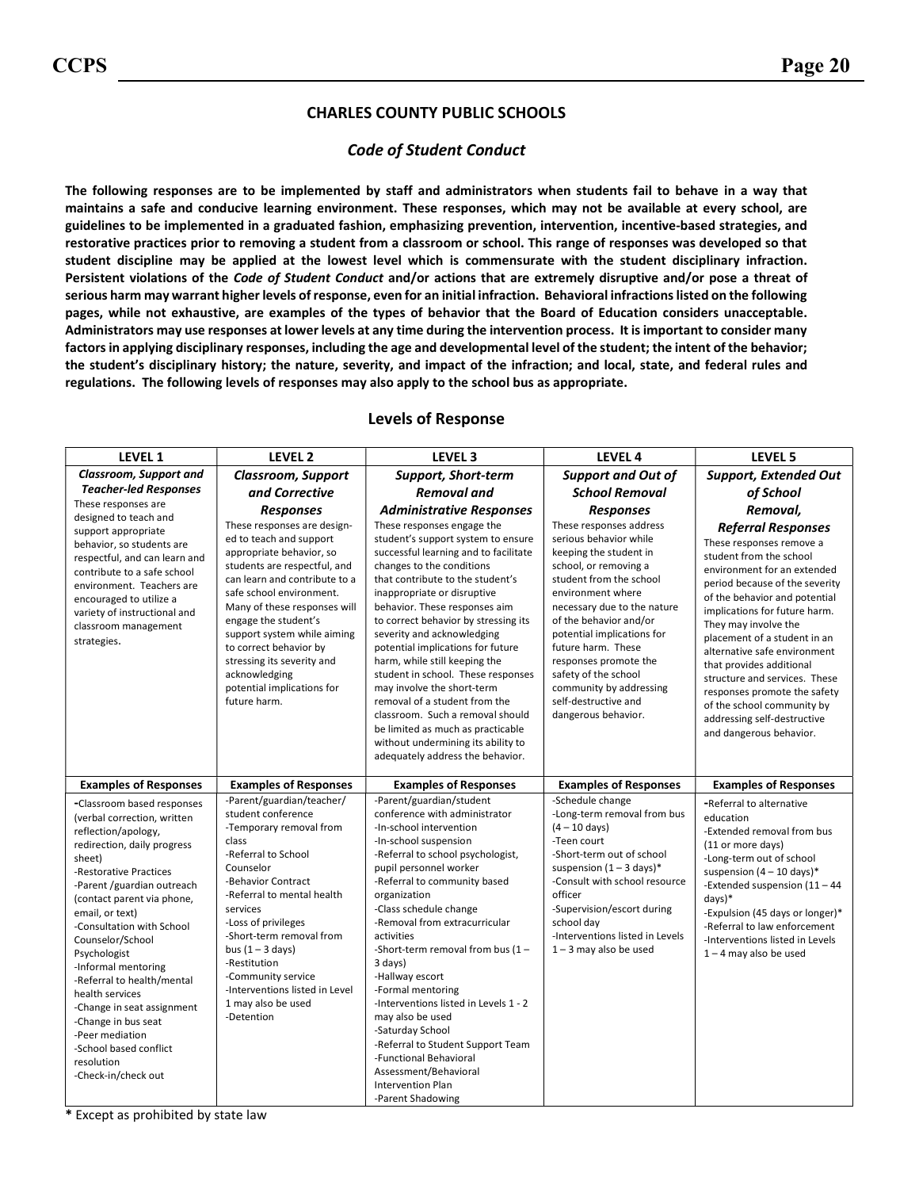## CHARLES COUNTY PUBLIC SCHOOLS

### *Code of Student Conduct*

**The following responses are to be implemented by staff and administrators when students fail to behave in a way that maintains a safe and conducive learning environment. These responses, which may not be available at every school, are guidelines to be implemented in a graduated fashion, emphasizing prevention, intervention, incentive-based strategies, and restorative practices prior to removing a student from a classroom or school. This range of responses was developed so that student discipline may be applied at the lowest level which is commensurate with the student disciplinary infraction. Persistent violations of the *Code of Student Conduct* and/or actions that are extremely disruptive and/or pose a threat of serious harm may warrant higher levels of response, even for an initial infraction. Behavioral infractions listed on the following pages, while not exhaustive, are examples of the types of behavior that the Board of Education considers unacceptable. Administrators may use responses at lower levels at any time during the intervention process. It is important to consider many factors in applying disciplinary responses, including the age and developmental level of the student; the intent of the behavior; the student's disciplinary history; the nature, severity, and impact of the infraction; and local, state, and federal rules and regulations. The following levels of responses may also apply to the school bus as appropriate.**

### Levels of Response

| LEVEL 1 | LEVEL 2 | LEVEL 3 | LEVEL 4 | LEVEL 5 |
|---|---|---|---|---|
| ***Classroom, Support and Teacher-led Responses*** These responses are designed to teach and support appropriate behavior, so students are respectful, and can learn and contribute to a safe school environment. Teachers are encouraged to utilize a variety of instructional and classroom management strategies. | ***Classroom, Support and Corrective Responses*** These responses are designed to teach and support appropriate behavior, so students are respectful, and can learn and contribute to a safe school environment. Many of these responses will engage the student's support system while aiming to correct behavior by stressing its severity and acknowledging potential implications for future harm. | ***Support, Short-term Removal and Administrative Responses*** These responses engage the student's support system to ensure successful learning and to facilitate changes to the conditions that contribute to the student's inappropriate or disruptive behavior. These responses aim to correct behavior by stressing its severity and acknowledging potential implications for future harm, while still keeping the student in school. These responses may involve the short-term removal of a student from the classroom. Such a removal should be limited as much as practicable without undermining its ability to adequately address the behavior. | ***Support and Out of School Removal Responses*** These responses address serious behavior while keeping the student in school, or removing a student from the school environment where necessary due to the nature of the behavior and/or potential implications for future harm. These responses promote the safety of the school community by addressing self-destructive and dangerous behavior. | ***Support, Extended Out of School Removal, Referral Responses*** These responses remove a student from the school environment for an extended period because of the severity of the behavior and potential implications for future harm. They may involve the placement of a student in an alternative safe environment that provides additional structure and services. These responses promote the safety of the school community by addressing self-destructive and dangerous behavior. |
| **Examples of Responses** | **Examples of Responses** | **Examples of Responses** | **Examples of Responses** | **Examples of Responses** |
| -Classroom based responses (verbal correction, written reflection/apology, redirection, daily progress sheet)<br>-Restorative Practices<br>-Parent /guardian outreach (contact parent via phone, email, or text)<br>-Consultation with School Counselor/School Psychologist<br>-Informal mentoring<br>-Referral to health/mental health services<br>-Change in seat assignment<br>-Change in bus seat<br>-Peer mediation<br>-School based conflict resolution<br>-Check-in/check out | -Parent/guardian/teacher/student conference<br>-Temporary removal from class<br>-Referral to School Counselor<br>-Behavior Contract<br>-Referral to mental health services<br>-Loss of privileges<br>-Short-term removal from bus (1 – 3 days)<br>-Restitution<br>-Community service<br>-Interventions listed in Level 1 may also be used<br>-Detention | -Parent/guardian/student conference with administrator<br>-In-school intervention<br>-In-school suspension<br>-Referral to school psychologist, pupil personnel worker<br>-Referral to community based organization<br>-Class schedule change<br>-Removal from extracurricular activities<br>-Short-term removal from bus (1 – 3 days)<br>-Hallway escort<br>-Formal mentoring<br>-Interventions listed in Levels 1 - 2 may also be used<br>-Saturday School<br>-Referral to Student Support Team<br>-Functional Behavioral Assessment/Behavioral Intervention Plan<br>-Parent Shadowing | -Schedule change<br>-Long-term removal from bus (4 – 10 days)<br>-Teen court<br>-Short-term out of school suspension (1 – 3 days)*<br>-Consult with school resource officer<br>-Supervision/escort during school day<br>-Interventions listed in Levels 1 – 3 may also be used | -Referral to alternative education<br>-Extended removal from bus (11 or more days)<br>-Long-term out of school suspension (4 – 10 days)*<br>-Extended suspension (11 – 44 days)*<br>-Expulsion (45 days or longer)*<br>-Referral to law enforcement<br>-Interventions listed in Levels 1 – 4 may also be used |

**\*** Except as prohibited by state law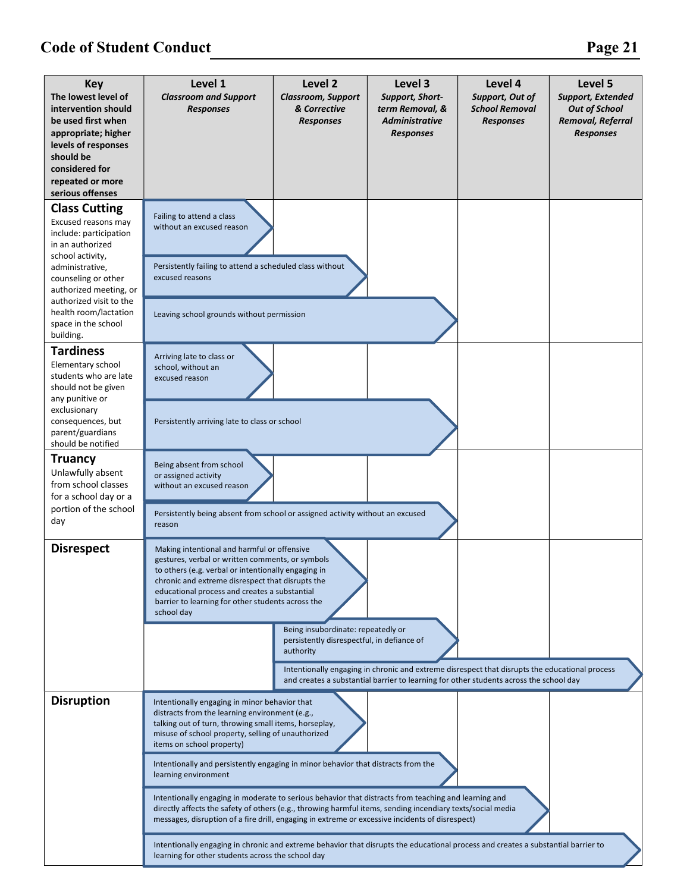| Key<br>The lowest level of intervention should be used first when appropriate; higher levels of responses should be considered for repeated or more serious offenses | Level 1<br>*Classroom and Support Responses* | Level 2<br>*Classroom, Support & Corrective Responses* | Level 3<br>*Support, Short-term Removal, & Administrative Responses* | Level 4<br>*Support, Out of School Removal Responses* | Level 5<br>*Support, Extended Out of School Removal, Referral Responses* |
|---|---|---|---|---|---|
| **Class Cutting**<br>Excused reasons may include: participation in an authorized school activity, administrative, counseling or other authorized meeting, or authorized visit to the health room/lactation space in the school building. | Failing to attend a class without an excused reason | | | | |
| | Persistently failing to attend a scheduled class without excused reasons | Persistently failing to attend a scheduled class without excused reasons | | | |
| | Leaving school grounds without permission | Leaving school grounds without permission | Leaving school grounds without permission | | |
| **Tardiness**<br>Elementary school students who are late should not be given any punitive or exclusionary consequences, but parent/guardians should be notified | Arriving late to class or school, without an excused reason | | | | |
| | Persistently arriving late to class or school | Persistently arriving late to class or school | Persistently arriving late to class or school | | |
| **Truancy**<br>Unlawfully absent from school classes for a school day or a portion of the school day | Being absent from school or assigned activity without an excused reason | | | | |
| | Persistently being absent from school or assigned activity without an excused reason | Persistently being absent from school or assigned activity without an excused reason | Persistently being absent from school or assigned activity without an excused reason | | |
| **Disrespect** | Making intentional and harmful or offensive gestures, verbal or written comments, or symbols to others (e.g. verbal or intentionally engaging in chronic and extreme disrespect that disrupts the educational process and creates a substantial barrier to learning for other students across the school day | Making intentional and harmful or offensive gestures, verbal or written comments, or symbols to others (e.g. verbal or intentionally engaging in chronic and extreme disrespect that disrupts the educational process and creates a substantial barrier to learning for other students across the school day | | | |
| | | Being insubordinate: repeatedly or persistently disrespectful, in defiance of authority | Being insubordinate: repeatedly or persistently disrespectful, in defiance of authority | | |
| | | Intentionally engaging in chronic and extreme disrespect that disrupts the educational process and creates a substantial barrier to learning for other students across the school day | Intentionally engaging in chronic and extreme disrespect that disrupts the educational process and creates a substantial barrier to learning for other students across the school day | Intentionally engaging in chronic and extreme disrespect that disrupts the educational process and creates a substantial barrier to learning for other students across the school day | Intentionally engaging in chronic and extreme disrespect that disrupts the educational process and creates a substantial barrier to learning for other students across the school day |
| **Disruption** | Intentionally engaging in minor behavior that distracts from the learning environment (e.g., talking out of turn, throwing small items, horseplay, misuse of school property, selling of unauthorized items on school property) | Intentionally engaging in minor behavior that distracts from the learning environment (e.g., talking out of turn, throwing small items, horseplay, misuse of school property, selling of unauthorized items on school property) | | | |
| | Intentionally and persistently engaging in minor behavior that distracts from the learning environment | Intentionally and persistently engaging in minor behavior that distracts from the learning environment | Intentionally and persistently engaging in minor behavior that distracts from the learning environment | | |
| | Intentionally engaging in moderate to serious behavior that distracts from teaching and learning and directly affects the safety of others (e.g., throwing harmful items, sending incendiary texts/social media messages, disruption of a fire drill, engaging in extreme or excessive incidents of disrespect) | Intentionally engaging in moderate to serious behavior that distracts from teaching and learning and directly affects the safety of others (e.g., throwing harmful items, sending incendiary texts/social media messages, disruption of a fire drill, engaging in extreme or excessive incidents of disrespect) | Intentionally engaging in moderate to serious behavior that distracts from teaching and learning and directly affects the safety of others (e.g., throwing harmful items, sending incendiary texts/social media messages, disruption of a fire drill, engaging in extreme or excessive incidents of disrespect) | Intentionally engaging in moderate to serious behavior that distracts from teaching and learning and directly affects the safety of others (e.g., throwing harmful items, sending incendiary texts/social media messages, disruption of a fire drill, engaging in extreme or excessive incidents of disrespect) | |
| | Intentionally engaging in chronic and extreme behavior that disrupts the educational process and creates a substantial barrier to learning for other students across the school day | Intentionally engaging in chronic and extreme behavior that disrupts the educational process and creates a substantial barrier to learning for other students across the school day | Intentionally engaging in chronic and extreme behavior that disrupts the educational process and creates a substantial barrier to learning for other students across the school day | Intentionally engaging in chronic and extreme behavior that disrupts the educational process and creates a substantial barrier to learning for other students across the school day | Intentionally engaging in chronic and extreme behavior that disrupts the educational process and creates a substantial barrier to learning for other students across the school day |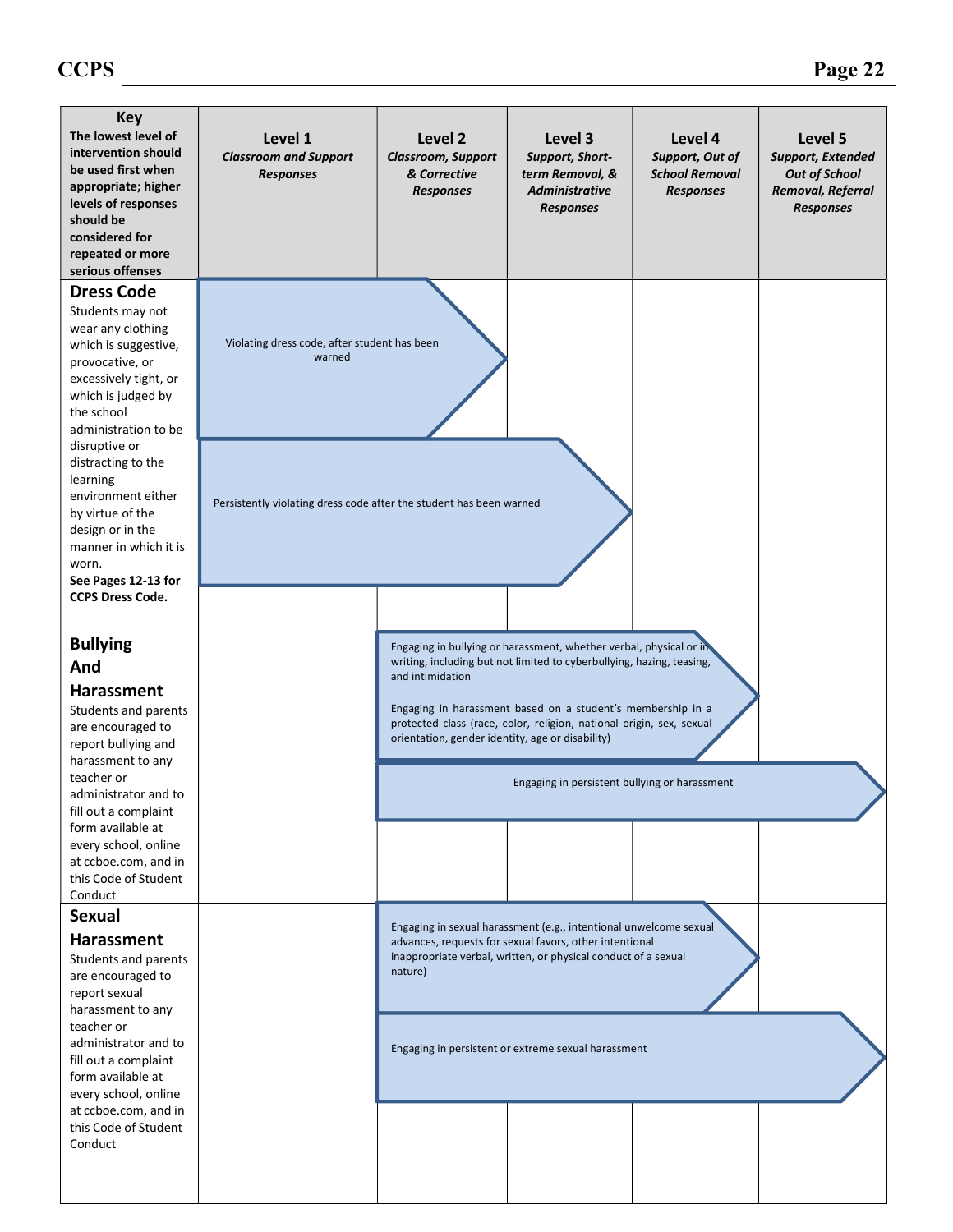| **Key**<br>**The lowest level of intervention should be used first when appropriate; higher levels of responses should be considered for repeated or more serious offenses** | **Level 1**<br>***Classroom and Support Responses*** | **Level 2**<br>***Classroom, Support & Corrective Responses*** | **Level 3**<br>***Support, Short-term Removal, & Administrative Responses*** | **Level 4**<br>***Support, Out of School Removal Responses*** | **Level 5**<br>***Support, Extended Out of School Removal, Referral Responses*** |
|---|---|---|---|---|---|
| **Dress Code**<br>Students may not wear any clothing which is suggestive, provocative, or excessively tight, or which is judged by the school administration to be disruptive or distracting to the learning environment either by virtue of the design or in the manner in which it is worn.<br>**See Pages 12-13 for CCPS Dress Code.** | Violating dress code, after student has been warned | Violating dress code, after student has been warned | | | |
| | Persistently violating dress code after the student has been warned | Persistently violating dress code after the student has been warned | Persistently violating dress code after the student has been warned | | |
| **Bullying And Harassment**<br>Students and parents are encouraged to report bullying and harassment to any teacher or administrator and to fill out a complaint form available at every school, online at ccboe.com, and in this Code of Student Conduct | | Engaging in bullying or harassment, whether verbal, physical or in writing, including but not limited to cyberbullying, hazing, teasing, and intimidation<br><br>Engaging in harassment based on a student's membership in a protected class (race, color, religion, national origin, sex, sexual orientation, gender identity, age or disability) | Engaging in bullying or harassment, whether verbal, physical or in writing, including but not limited to cyberbullying, hazing, teasing, and intimidation<br><br>Engaging in harassment based on a student's membership in a protected class (race, color, religion, national origin, sex, sexual orientation, gender identity, age or disability) | Engaging in bullying or harassment, whether verbal, physical or in writing, including but not limited to cyberbullying, hazing, teasing, and intimidation<br><br>Engaging in harassment based on a student's membership in a protected class (race, color, religion, national origin, sex, sexual orientation, gender identity, age or disability) | |
| | | Engaging in persistent bullying or harassment | Engaging in persistent bullying or harassment | Engaging in persistent bullying or harassment | Engaging in persistent bullying or harassment |
| **Sexual Harassment**<br>Students and parents are encouraged to report sexual harassment to any teacher or administrator and to fill out a complaint form available at every school, online at ccboe.com, and in this Code of Student Conduct | | Engaging in sexual harassment (e.g., intentional unwelcome sexual advances, requests for sexual favors, other intentional inappropriate verbal, written, or physical conduct of a sexual nature) | Engaging in sexual harassment (e.g., intentional unwelcome sexual advances, requests for sexual favors, other intentional inappropriate verbal, written, or physical conduct of a sexual nature) | Engaging in sexual harassment (e.g., intentional unwelcome sexual advances, requests for sexual favors, other intentional inappropriate verbal, written, or physical conduct of a sexual nature) | |
| | | Engaging in persistent or extreme sexual harassment | Engaging in persistent or extreme sexual harassment | Engaging in persistent or extreme sexual harassment | Engaging in persistent or extreme sexual harassment |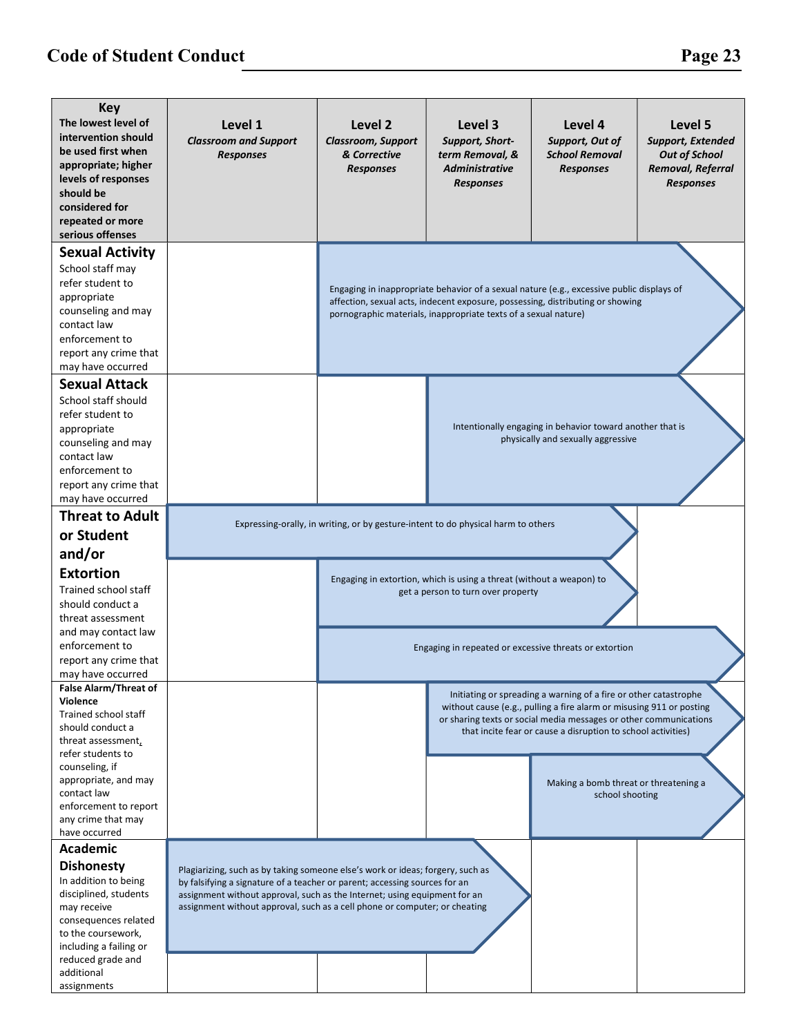| **Key** The lowest level of intervention should be used first when appropriate; higher levels of responses should be considered for repeated or more serious offenses | **Level 1** *Classroom and Support Responses* | **Level 2** *Classroom, Support & Corrective Responses* | **Level 3** *Support, Short-term Removal, & Administrative Responses* | **Level 4** *Support, Out of School Removal Responses* | **Level 5** *Support, Extended Out of School Removal, Referral Responses* |
|---|---|---|---|---|---|
| **Sexual Activity** School staff may refer student to appropriate counseling and may contact law enforcement to report any crime that may have occurred | | Engaging in inappropriate behavior of a sexual nature (e.g., excessive public displays of affection, sexual acts, indecent exposure, possessing, distributing or showing pornographic materials, inappropriate texts of a sexual nature) | → | → | → |
| **Sexual Attack** School staff should refer student to appropriate counseling and may contact law enforcement to report any crime that may have occurred | | | Intentionally engaging in behavior toward another that is physically and sexually aggressive | → | → |
| **Threat to Adult or Student and/or Extortion** Trained school staff should conduct a threat assessment and may contact law enforcement to report any crime that may have occurred | Expressing-orally, in writing, or by gesture-intent to do physical harm to others | → | → | → | |
| | | Engaging in extortion, which is using a threat (without a weapon) to get a person to turn over property | → | → | |
| | | Engaging in repeated or excessive threats or extortion | → | → | → |
| **False Alarm/Threat of Violence** Trained school staff should conduct a threat assessment, refer students to counseling, if appropriate, and may contact law enforcement to report any crime that may have occurred | | | Initiating or spreading a warning of a fire or other catastrophe without cause (e.g., pulling a fire alarm or misusing 911 or posting or sharing texts or social media messages or other communications that incite fear or cause a disruption to school activities) | → | → |
| | | | | Making a bomb threat or threatening a school shooting | → |
| **Academic Dishonesty** In addition to being disciplined, students may receive consequences related to the coursework, including a failing or reduced grade and additional assignments | Plagiarizing, such as by taking someone else's work or ideas; forgery, such as by falsifying a signature of a teacher or parent; accessing sources for an assignment without approval, such as the Internet; using equipment for an assignment without approval, such as a cell phone or computer; or cheating | → | → | | |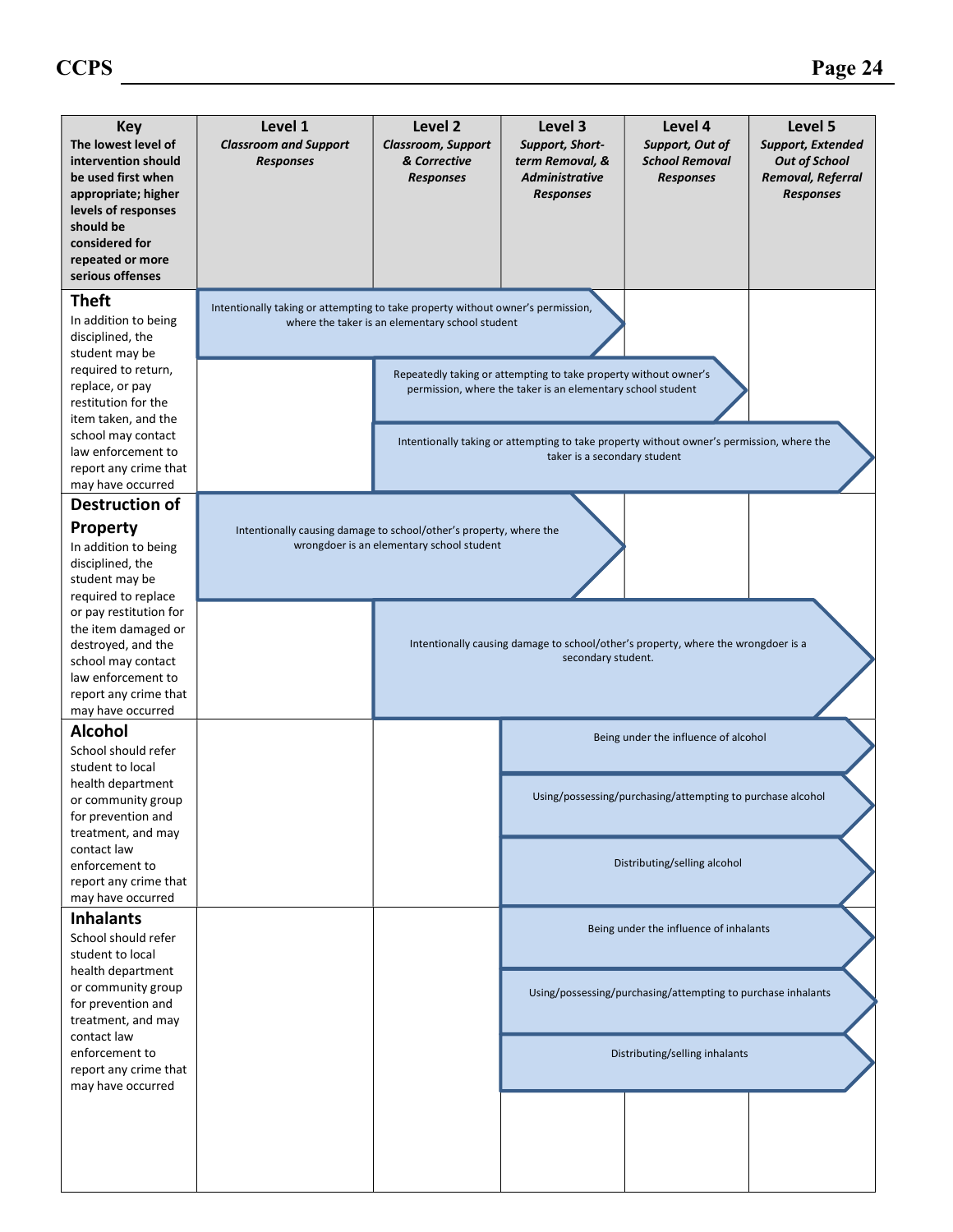| Key<br>The lowest level of intervention should be used first when appropriate; higher levels of responses should be considered for repeated or more serious offenses | Level 1<br>*Classroom and Support Responses* | Level 2<br>*Classroom, Support & Corrective Responses* | Level 3<br>*Support, Short-term Removal, & Administrative Responses* | Level 4<br>*Support, Out of School Removal Responses* | Level 5<br>*Support, Extended Out of School Removal, Referral Responses* |
|---|---|---|---|---|---|
| **Theft**<br>In addition to being disciplined, the student may be required to return, replace, or pay restitution for the item taken, and the school may contact law enforcement to report any crime that may have occurred | Intentionally taking or attempting to take property without owner's permission, where the taker is an elementary school student | → | → | | |
| | | Repeatedly taking or attempting to take property without owner's permission, where the taker is an elementary school student | → | → | |
| | | Intentionally taking or attempting to take property without owner's permission, where the taker is a secondary student | → | → | → |
| **Destruction of Property**<br>In addition to being disciplined, the student may be required to replace or pay restitution for the item damaged or destroyed, and the school may contact law enforcement to report any crime that may have occurred | Intentionally causing damage to school/other's property, where the wrongdoer is an elementary school student | → | → | | |
| | | Intentionally causing damage to school/other's property, where the wrongdoer is a secondary student. | → | → | → |
| **Alcohol**<br>School should refer student to local health department or community group for prevention and treatment, and may contact law enforcement to report any crime that may have occurred | | | Being under the influence of alcohol | → | → |
| | | | Using/possessing/purchasing/attempting to purchase alcohol | → | → |
| | | | Distributing/selling alcohol | → | → |
| **Inhalants**<br>School should refer student to local health department or community group for prevention and treatment, and may contact law enforcement to report any crime that may have occurred | | | Being under the influence of inhalants | → | → |
| | | | Using/possessing/purchasing/attempting to purchase inhalants | → | → |
| | | | Distributing/selling inhalants | → | → |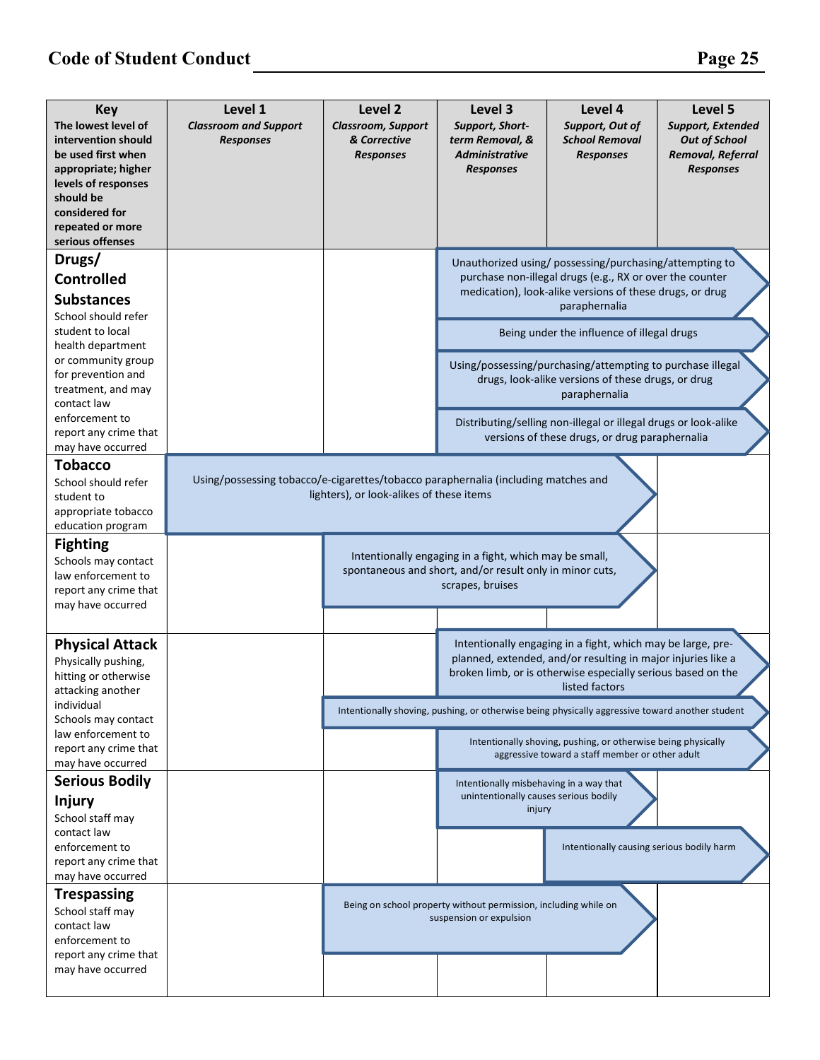| **Key**<br>**The lowest level of intervention should be used first when appropriate; higher levels of responses should be considered for repeated or more serious offenses** | **Level 1**<br>***Classroom and Support Responses*** | **Level 2**<br>***Classroom, Support & Corrective Responses*** | **Level 3**<br>***Support, Short-term Removal, & Administrative Responses*** | **Level 4**<br>***Support, Out of School Removal Responses*** | **Level 5**<br>***Support, Extended Out of School Removal, Referral Responses*** |
|---|---|---|---|---|---|
| **Drugs/ Controlled Substances**<br>School should refer student to local health department or community group for prevention and treatment, and may contact law enforcement to report any crime that may have occurred | | | Unauthorized using/ possessing/purchasing/attempting to purchase non-illegal drugs (e.g., RX or over the counter medication), look-alike versions of these drugs, or drug paraphernalia | → | → |
| | | | Being under the influence of illegal drugs | → | → |
| | | | Using/possessing/purchasing/attempting to purchase illegal drugs, look-alike versions of these drugs, or drug paraphernalia | → | → |
| | | | Distributing/selling non-illegal or illegal drugs or look-alike versions of these drugs, or drug paraphernalia | → | → |
| **Tobacco**<br>School should refer student to appropriate tobacco education program | Using/possessing tobacco/e-cigarettes/tobacco paraphernalia (including matches and lighters), or look-alikes of these items | → | → | → | |
| **Fighting**<br>Schools may contact law enforcement to report any crime that may have occurred | | Intentionally engaging in a fight, which may be small, spontaneous and short, and/or result only in minor cuts, scrapes, bruises | → | → | |
| | | | Intentionally engaging in a fight, which may be large, pre-planned, extended, and/or resulting in major injuries like a broken limb, or is otherwise especially serious based on the listed factors | → | → |
| **Physical Attack**<br>Physically pushing, hitting or otherwise attacking another individual<br>Schools may contact law enforcement to report any crime that may have occurred | | Intentionally shoving, pushing, or otherwise being physically aggressive toward another student | → | → | → |
| | | | Intentionally shoving, pushing, or otherwise being physically aggressive toward a staff member or other adult | → | → |
| **Serious Bodily Injury**<br>School staff may contact law enforcement to report any crime that may have occurred | | | Intentionally misbehaving in a way that unintentionally causes serious bodily injury | → | |
| | | | | Intentionally causing serious bodily harm | → |
| **Trespassing**<br>School staff may contact law enforcement to report any crime that may have occurred | | Being on school property without permission, including while on suspension or expulsion | → | → | |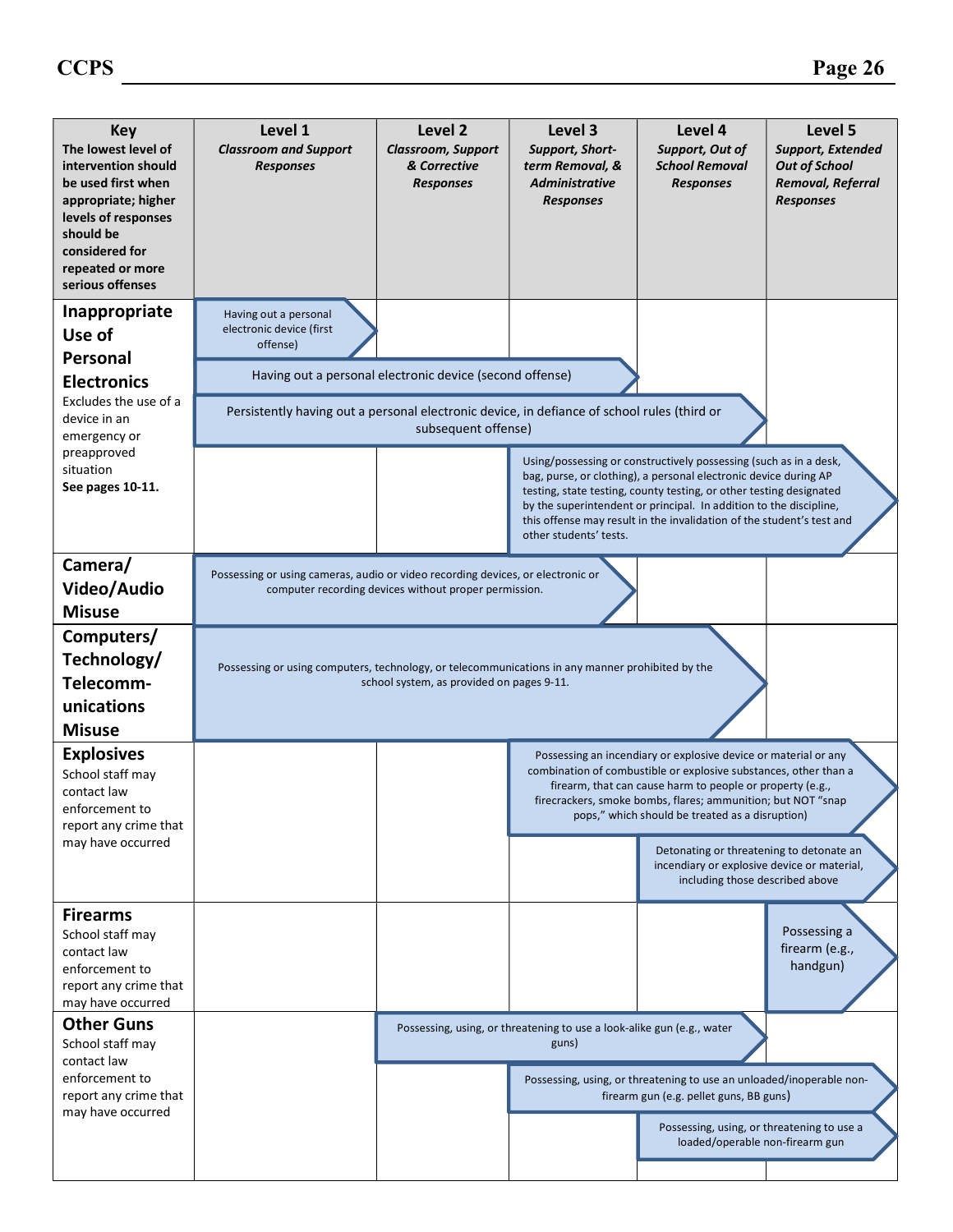| Key<br>The lowest level of intervention should be used first when appropriate; higher levels of responses should be considered for repeated or more serious offenses | Level 1<br>*Classroom and Support Responses* | Level 2<br>*Classroom, Support & Corrective Responses* | Level 3<br>*Support, Short-term Removal, & Administrative Responses* | Level 4<br>*Support, Out of School Removal Responses* | Level 5<br>*Support, Extended Out of School Removal, Referral Responses* |
|---|---|---|---|---|---|
| **Inappropriate Use of Personal Electronics**<br>Excludes the use of a device in an emergency or preapproved situation<br>**See pages 10-11.** | Having out a personal electronic device (first offense) | | | | |
| | Having out a personal electronic device (second offense) | Having out a personal electronic device (second offense) | Having out a personal electronic device (second offense) | | |
| | Persistently having out a personal electronic device, in defiance of school rules (third or subsequent offense) | Persistently having out a personal electronic device, in defiance of school rules (third or subsequent offense) | Persistently having out a personal electronic device, in defiance of school rules (third or subsequent offense) | Persistently having out a personal electronic device, in defiance of school rules (third or subsequent offense) | |
| | | | Using/possessing or constructively possessing (such as in a desk, bag, purse, or clothing), a personal electronic device during AP testing, state testing, county testing, or other testing designated by the superintendent or principal. In addition to the discipline, this offense may result in the invalidation of the student's test and other students' tests. | Using/possessing or constructively possessing (such as in a desk, bag, purse, or clothing), a personal electronic device during AP testing, state testing, county testing, or other testing designated by the superintendent or principal. In addition to the discipline, this offense may result in the invalidation of the student's test and other students' tests. | Using/possessing or constructively possessing (such as in a desk, bag, purse, or clothing), a personal electronic device during AP testing, state testing, county testing, or other testing designated by the superintendent or principal. In addition to the discipline, this offense may result in the invalidation of the student's test and other students' tests. |
| **Camera/ Video/Audio Misuse** | Possessing or using cameras, audio or video recording devices, or electronic or computer recording devices without proper permission. | Possessing or using cameras, audio or video recording devices, or electronic or computer recording devices without proper permission. | Possessing or using cameras, audio or video recording devices, or electronic or computer recording devices without proper permission. | | |
| **Computers/ Technology/ Telecomm-unications Misuse** | Possessing or using computers, technology, or telecommunications in any manner prohibited by the school system, as provided on pages 9-11. | Possessing or using computers, technology, or telecommunications in any manner prohibited by the school system, as provided on pages 9-11. | Possessing or using computers, technology, or telecommunications in any manner prohibited by the school system, as provided on pages 9-11. | Possessing or using computers, technology, or telecommunications in any manner prohibited by the school system, as provided on pages 9-11. | |
| **Explosives**<br>School staff may contact law enforcement to report any crime that may have occurred | | | Possessing an incendiary or explosive device or material or any combination of combustible or explosive substances, other than a firearm, that can cause harm to people or property (e.g., firecrackers, smoke bombs, flares; ammunition; but NOT "snap pops," which should be treated as a disruption) | Possessing an incendiary or explosive device or material or any combination of combustible or explosive substances, other than a firearm, that can cause harm to people or property (e.g., firecrackers, smoke bombs, flares; ammunition; but NOT "snap pops," which should be treated as a disruption) | Possessing an incendiary or explosive device or material or any combination of combustible or explosive substances, other than a firearm, that can cause harm to people or property (e.g., firecrackers, smoke bombs, flares; ammunition; but NOT "snap pops," which should be treated as a disruption) |
| | | | | Detonating or threatening to detonate an incendiary or explosive device or material, including those described above | Detonating or threatening to detonate an incendiary or explosive device or material, including those described above |
| **Firearms**<br>School staff may contact law enforcement to report any crime that may have occurred | | | | | Possessing a firearm (e.g., handgun) |
| **Other Guns**<br>School staff may contact law enforcement to report any crime that may have occurred | | Possessing, using, or threatening to use a look-alike gun (e.g., water guns) | Possessing, using, or threatening to use a look-alike gun (e.g., water guns) | Possessing, using, or threatening to use a look-alike gun (e.g., water guns) | |
| | | | Possessing, using, or threatening to use an unloaded/inoperable non-firearm gun (e.g. pellet guns, BB guns) | Possessing, using, or threatening to use an unloaded/inoperable non-firearm gun (e.g. pellet guns, BB guns) | Possessing, using, or threatening to use an unloaded/inoperable non-firearm gun (e.g. pellet guns, BB guns) |
| | | | | Possessing, using, or threatening to use a loaded/operable non-firearm gun | Possessing, using, or threatening to use a loaded/operable non-firearm gun |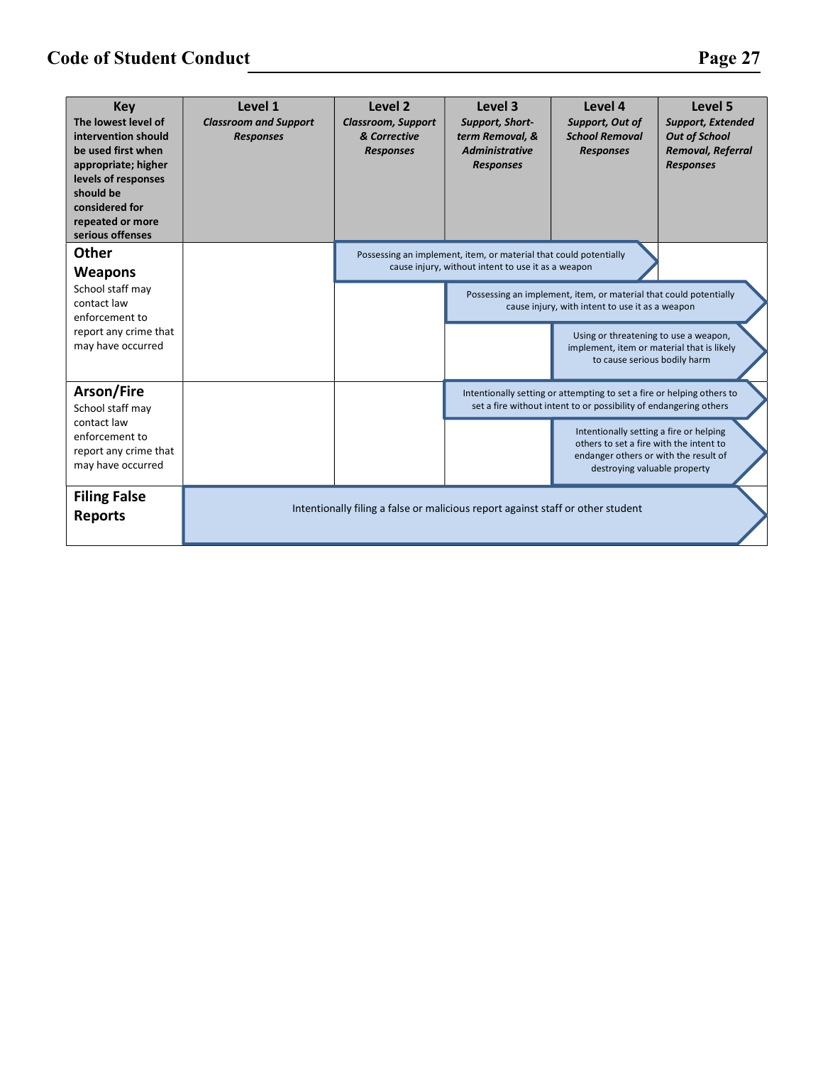| **Key** The lowest level of intervention should be used first when appropriate; higher levels of responses should be considered for repeated or more serious offenses | **Level 1** ***Classroom and Support Responses*** | **Level 2** ***Classroom, Support & Corrective Responses*** | **Level 3** ***Support, Short-term Removal, & Administrative Responses*** | **Level 4** ***Support, Out of School Removal Responses*** | **Level 5** ***Support, Extended Out of School Removal, Referral Responses*** |
|---|---|---|---|---|---|
| **Other Weapons** School staff may contact law enforcement to report any crime that may have occurred | | Possessing an implement, item, or material that could potentially cause injury, without intent to use it as a weapon | | | |
| | | | Possessing an implement, item, or material that could potentially cause injury, with intent to use it as a weapon | | |
| | | | | Using or threatening to use a weapon, implement, item or material that is likely to cause serious bodily harm | |
| **Arson/Fire** School staff may contact law enforcement to report any crime that may have occurred | | | Intentionally setting or attempting to set a fire or helping others to set a fire without intent to or possibility of endangering others | | |
| | | | | Intentionally setting a fire or helping others to set a fire with the intent to endanger others or with the result of destroying valuable property | |
| **Filing False Reports** | Intentionally filing a false or malicious report against staff or other student | | | | |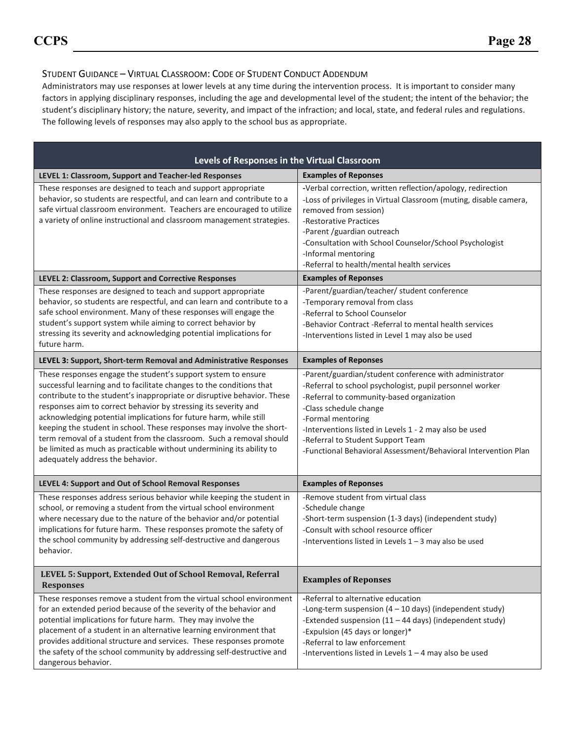## Student Guidance – Virtual Classroom: Code of Student Conduct Addendum

Administrators may use responses at lower levels at any time during the intervention process. It is important to consider many factors in applying disciplinary responses, including the age and developmental level of the student; the intent of the behavior; the student's disciplinary history; the nature, severity, and impact of the infraction; and local, state, and federal rules and regulations. The following levels of responses may also apply to the school bus as appropriate.

| Levels of Responses in the Virtual Classroom | |
|---|---|
| **LEVEL 1: Classroom, Support and Teacher-led Responses** | **Examples of Reponses** |
| These responses are designed to teach and support appropriate behavior, so students are respectful, and can learn and contribute to a safe virtual classroom environment. Teachers are encouraged to utilize a variety of online instructional and classroom management strategies. | -Verbal correction, written reflection/apology, redirection<br>-Loss of privileges in Virtual Classroom (muting, disable camera, removed from session)<br>-Restorative Practices<br>-Parent /guardian outreach<br>-Consultation with School Counselor/School Psychologist<br>-Informal mentoring<br>-Referral to health/mental health services |
| **LEVEL 2: Classroom, Support and Corrective Responses** | **Examples of Reponses** |
| These responses are designed to teach and support appropriate behavior, so students are respectful, and can learn and contribute to a safe school environment. Many of these responses will engage the student's support system while aiming to correct behavior by stressing its severity and acknowledging potential implications for future harm. | -Parent/guardian/teacher/ student conference<br>-Temporary removal from class<br>-Referral to School Counselor<br>-Behavior Contract -Referral to mental health services<br>-Interventions listed in Level 1 may also be used |
| **LEVEL 3: Support, Short-term Removal and Administrative Responses** | **Examples of Reponses** |
| These responses engage the student's support system to ensure successful learning and to facilitate changes to the conditions that contribute to the student's inappropriate or disruptive behavior. These responses aim to correct behavior by stressing its severity and acknowledging potential implications for future harm, while still keeping the student in school. These responses may involve the short-term removal of a student from the classroom. Such a removal should be limited as much as practicable without undermining its ability to adequately address the behavior. | -Parent/guardian/student conference with administrator<br>-Referral to school psychologist, pupil personnel worker<br>-Referral to community-based organization<br>-Class schedule change<br>-Formal mentoring<br>-Interventions listed in Levels 1 - 2 may also be used<br>-Referral to Student Support Team<br>-Functional Behavioral Assessment/Behavioral Intervention Plan |
| **LEVEL 4: Support and Out of School Removal Responses** | **Examples of Reponses** |
| These responses address serious behavior while keeping the student in school, or removing a student from the virtual school environment where necessary due to the nature of the behavior and/or potential implications for future harm. These responses promote the safety of the school community by addressing self-destructive and dangerous behavior. | -Remove student from virtual class<br>-Schedule change<br>-Short-term suspension (1-3 days) (independent study)<br>-Consult with school resource officer<br>-Interventions listed in Levels 1 – 3 may also be used |
| **LEVEL 5: Support, Extended Out of School Removal, Referral Responses** | **Examples of Reponses** |
| These responses remove a student from the virtual school environment for an extended period because of the severity of the behavior and potential implications for future harm. They may involve the placement of a student in an alternative learning environment that provides additional structure and services. These responses promote the safety of the school community by addressing self-destructive and dangerous behavior. | -Referral to alternative education<br>-Long-term suspension (4 – 10 days) (independent study)<br>-Extended suspension (11 – 44 days) (independent study)<br>-Expulsion (45 days or longer)*<br>-Referral to law enforcement<br>-Interventions listed in Levels 1 – 4 may also be used |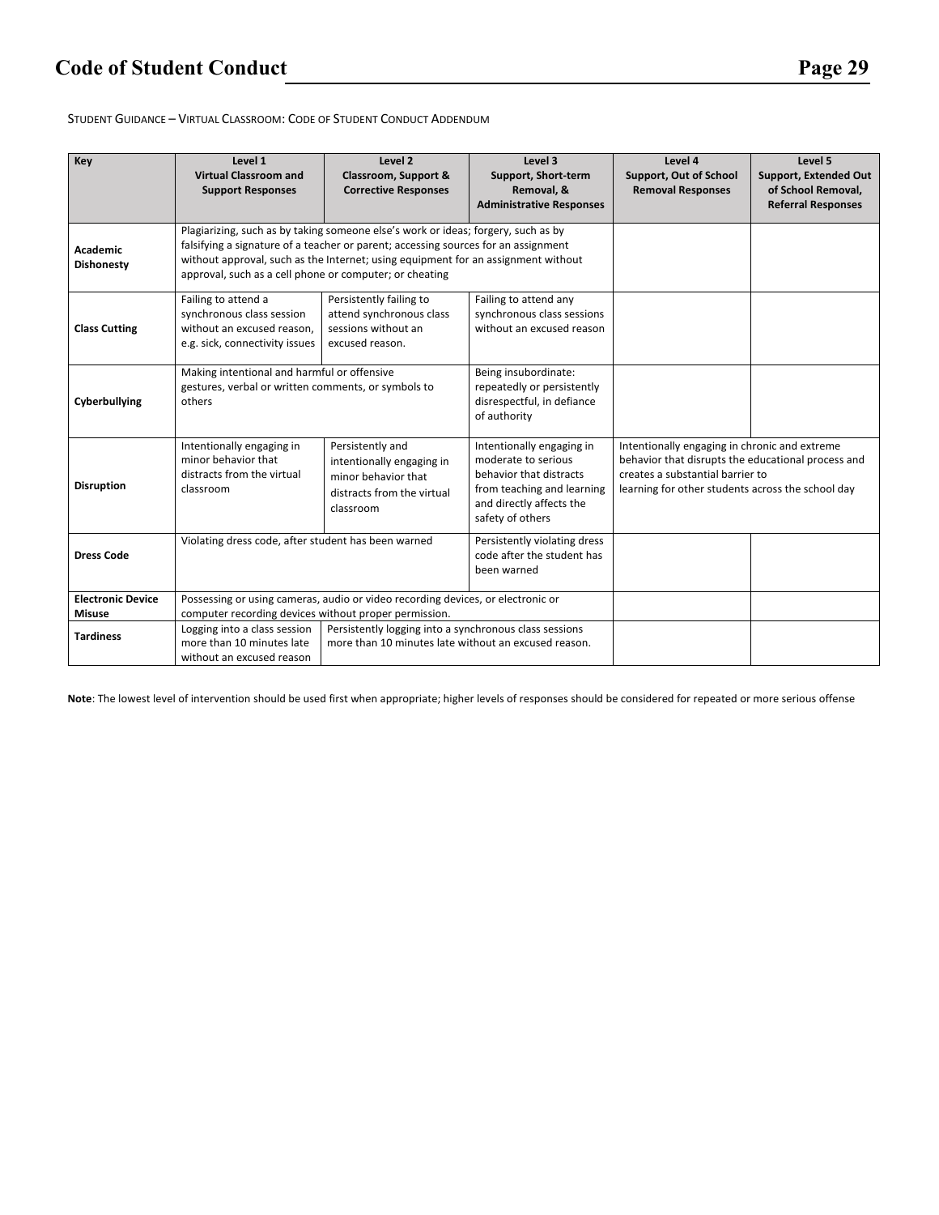STUDENT GUIDANCE – VIRTUAL CLASSROOM: CODE OF STUDENT CONDUCT ADDENDUM

| Key | Level 1 Virtual Classroom and Support Responses | Level 2 Classroom, Support & Corrective Responses | Level 3 Support, Short-term Removal, & Administrative Responses | Level 4 Support, Out of School Removal Responses | Level 5 Support, Extended Out of School Removal, Referral Responses |
|---|---|---|---|---|---|
| **Academic Dishonesty** | Plagiarizing, such as by taking someone else's work or ideas; forgery, such as by falsifying a signature of a teacher or parent; accessing sources for an assignment without approval, such as the Internet; using equipment for an assignment without approval, such as a cell phone or computer; or cheating | | | | |
| **Class Cutting** | Failing to attend a synchronous class session without an excused reason, e.g. sick, connectivity issues | Persistently failing to attend synchronous class sessions without an excused reason. | Failing to attend any synchronous class sessions without an excused reason | | |
| **Cyberbullying** | Making intentional and harmful or offensive gestures, verbal or written comments, or symbols to others | | Being insubordinate: repeatedly or persistently disrespectful, in defiance of authority | | |
| **Disruption** | Intentionally engaging in minor behavior that distracts from the virtual classroom | Persistently and intentionally engaging in minor behavior that distracts from the virtual classroom | Intentionally engaging in moderate to serious behavior that distracts from teaching and learning and directly affects the safety of others | Intentionally engaging in chronic and extreme behavior that disrupts the educational process and creates a substantial barrier to learning for other students across the school day | |
| **Dress Code** | Violating dress code, after student has been warned | | Persistently violating dress code after the student has been warned | | |
| **Electronic Device Misuse** | Possessing or using cameras, audio or video recording devices, or electronic or computer recording devices without proper permission. | | | | |
| **Tardiness** | Logging into a class session more than 10 minutes late without an excused reason | Persistently logging into a synchronous class sessions more than 10 minutes late without an excused reason. | | | |

**Note**: The lowest level of intervention should be used first when appropriate; higher levels of responses should be considered for repeated or more serious offense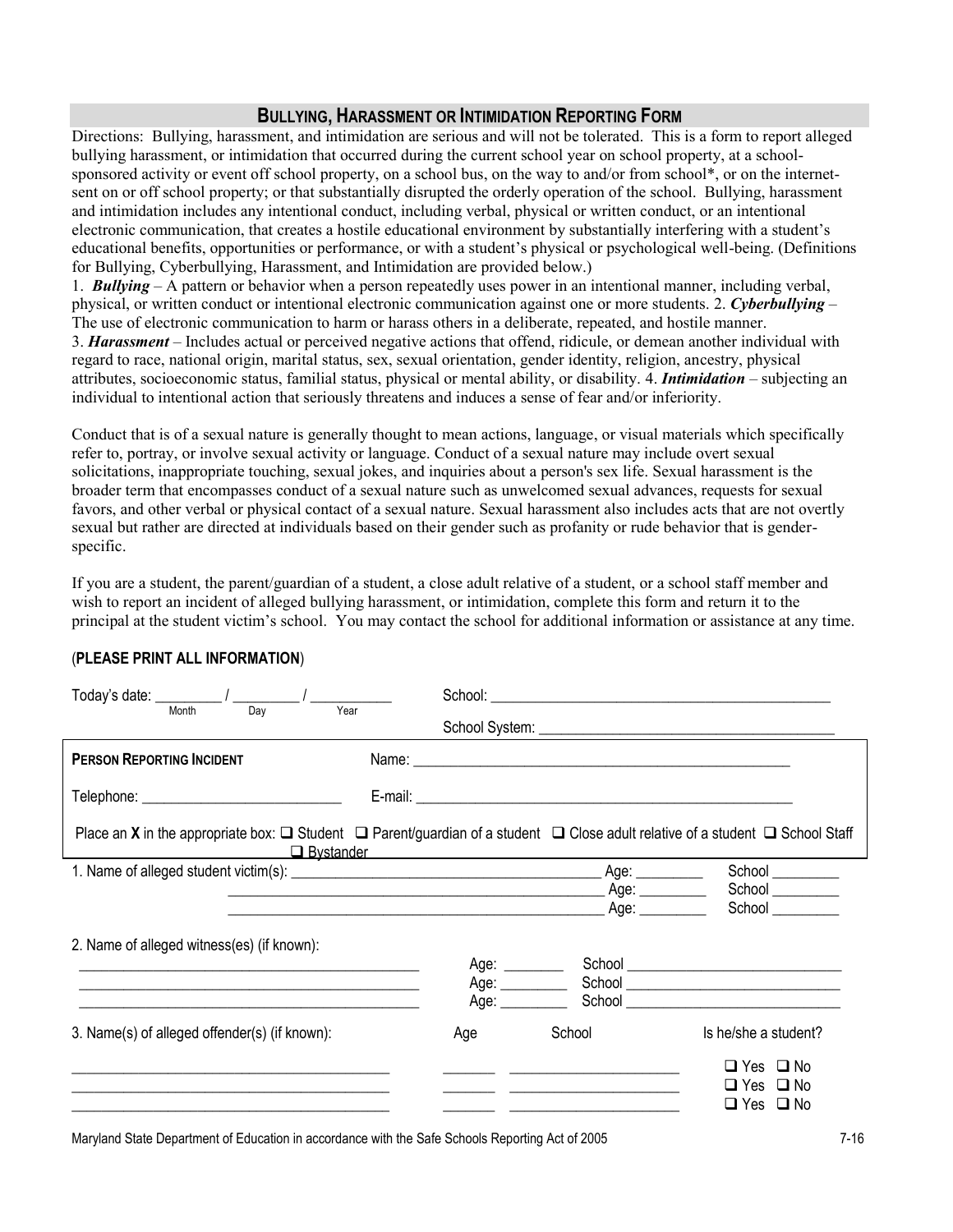## BULLYING, HARASSMENT OR INTIMIDATION REPORTING FORM

Directions: Bullying, harassment, and intimidation are serious and will not be tolerated. This is a form to report alleged bullying harassment, or intimidation that occurred during the current school year on school property, at a school-sponsored activity or event off school property, on a school bus, on the way to and/or from school*, or on the internet-sent on or off school property; or that substantially disrupted the orderly operation of the school. Bullying, harassment and intimidation includes any intentional conduct, including verbal, physical or written conduct, or an intentional electronic communication, that creates a hostile educational environment by substantially interfering with a student's educational benefits, opportunities or performance, or with a student's physical or psychological well-being. (Definitions for Bullying, Cyberbullying, Harassment, and Intimidation are provided below.)

1. ***Bullying*** – A pattern or behavior when a person repeatedly uses power in an intentional manner, including verbal, physical, or written conduct or intentional electronic communication against one or more students. 2. ***Cyberbullying*** – The use of electronic communication to harm or harass others in a deliberate, repeated, and hostile manner.
3. ***Harassment*** – Includes actual or perceived negative actions that offend, ridicule, or demean another individual with regard to race, national origin, marital status, sex, sexual orientation, gender identity, religion, ancestry, physical attributes, socioeconomic status, familial status, physical or mental ability, or disability. 4. ***Intimidation*** – subjecting an individual to intentional action that seriously threatens and induces a sense of fear and/or inferiority.

Conduct that is of a sexual nature is generally thought to mean actions, language, or visual materials which specifically refer to, portray, or involve sexual activity or language. Conduct of a sexual nature may include overt sexual solicitations, inappropriate touching, sexual jokes, and inquiries about a person's sex life. Sexual harassment is the broader term that encompasses conduct of a sexual nature such as unwelcomed sexual advances, requests for sexual favors, and other verbal or physical contact of a sexual nature. Sexual harassment also includes acts that are not overtly sexual but rather are directed at individuals based on their gender such as profanity or rude behavior that is gender-specific.

If you are a student, the parent/guardian of a student, a close adult relative of a student, or a school staff member and wish to report an incident of alleged bullying harassment, or intimidation, complete this form and return it to the principal at the student victim's school. You may contact the school for additional information or assistance at any time.

(**PLEASE PRINT ALL INFORMATION**)

Today's date: _________ / _________ / ___________
(Month / Day / Year)

School: ______________________________________________

School System: ______________________________________

**PERSON REPORTING INCIDENT** Name: ______________________________________________

Telephone: ___________________________ E-mail: ______________________________________________

Place an **X** in the appropriate box: ☐ Student ☐ Parent/guardian of a student ☐ Close adult relative of a student ☐ School Staff ☐ Bystander

1. Name of alleged student victim(s): ______________________________ Age: _________ School _________
______________________________ Age: _________ School _________
______________________________ Age: _________ School _________

2. Name of alleged witness(es) (if known):
______________________________ Age: _________ School ______________________________
______________________________ Age: _________ School ______________________________
______________________________ Age: _________ School ______________________________

3. Name(s) of alleged offender(s) (if known):

| Name | Age | School | Is he/she a student? |
|---|---|---|---|
| ______________________________ | _______ | ______________________ | ☐ Yes ☐ No |
| ______________________________ | _______ | ______________________ | ☐ Yes ☐ No |
| ______________________________ | _______ | ______________________ | ☐ Yes ☐ No |

Maryland State Department of Education in accordance with the Safe Schools Reporting Act of 2005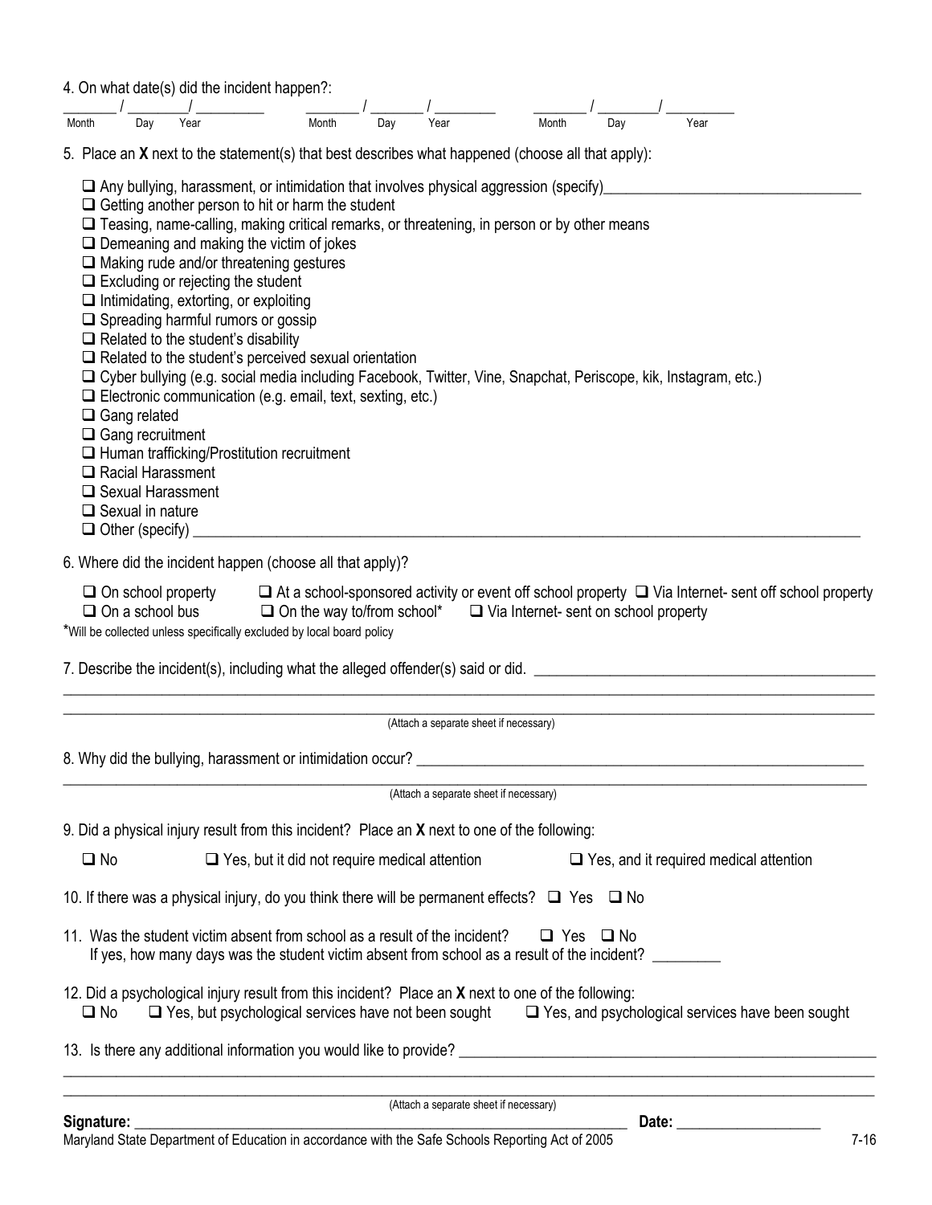4. On what date(s) did the incident happen?:

_______ / ________/ _________ &nbsp;&nbsp;&nbsp; _______ / _______ / ________ &nbsp;&nbsp;&nbsp; _______ / ________/ _________
Month &nbsp; Day &nbsp; Year &nbsp;&nbsp;&nbsp; Month &nbsp; Day &nbsp; Year &nbsp;&nbsp;&nbsp; Month &nbsp; Day &nbsp; Year

5. Place an **X** next to the statement(s) that best describes what happened (choose all that apply):

- ❑ Any bullying, harassment, or intimidation that involves physical aggression (specify)_________________________________
- ❑ Getting another person to hit or harm the student
- ❑ Teasing, name-calling, making critical remarks, or threatening, in person or by other means
- ❑ Demeaning and making the victim of jokes
- ❑ Making rude and/or threatening gestures
- ❑ Excluding or rejecting the student
- ❑ Intimidating, extorting, or exploiting
- ❑ Spreading harmful rumors or gossip
- ❑ Related to the student's disability
- ❑ Related to the student's perceived sexual orientation
- ❑ Cyber bullying (e.g. social media including Facebook, Twitter, Vine, Snapchat, Periscope, kik, Instagram, etc.)
- ❑ Electronic communication (e.g. email, text, sexting, etc.)
- ❑ Gang related
- ❑ Gang recruitment
- ❑ Human trafficking/Prostitution recruitment
- ❑ Racial Harassment
- ❑ Sexual Harassment
- ❑ Sexual in nature
- ❑ Other (specify) ____________________________________________________________________________________

6. Where did the incident happen (choose all that apply)?

❑ On school property &nbsp;&nbsp; ❑ At a school-sponsored activity or event off school property &nbsp;&nbsp; ❑ Via Internet- sent off school property
❑ On a school bus &nbsp;&nbsp; ❑ On the way to/from school* &nbsp;&nbsp; ❑ Via Internet- sent on school property

*Will be collected unless specifically excluded by local board policy

7. Describe the incident(s), including what the alleged offender(s) said or did. ____________________________________________

______________________________________________________________________________________________________

______________________________________________________________________________________________________

(Attach a separate sheet if necessary)

8. Why did the bullying, harassment or intimidation occur? ___________________________________________________________

______________________________________________________________________________________________________

(Attach a separate sheet if necessary)

9. Did a physical injury result from this incident? Place an **X** next to one of the following:

❑ No &nbsp;&nbsp; ❑ Yes, but it did not require medical attention &nbsp;&nbsp; ❑ Yes, and it required medical attention

10. If there was a physical injury, do you think there will be permanent effects? ❑ Yes ❑ No

11. Was the student victim absent from school as a result of the incident? ❑ Yes ❑ No
If yes, how many days was the student victim absent from school as a result of the incident? ________

12. Did a psychological injury result from this incident? Place an **X** next to one of the following:
❑ No &nbsp;&nbsp; ❑ Yes, but psychological services have not been sought &nbsp;&nbsp; ❑ Yes, and psychological services have been sought

13. Is there any additional information you would like to provide? _____________________________________________________

______________________________________________________________________________________________________

______________________________________________________________________________________________________

(Attach a separate sheet if necessary)

**Signature:** _______________________________________________________________ **Date:** ___________________

Maryland State Department of Education in accordance with the Safe Schools Reporting Act of 2005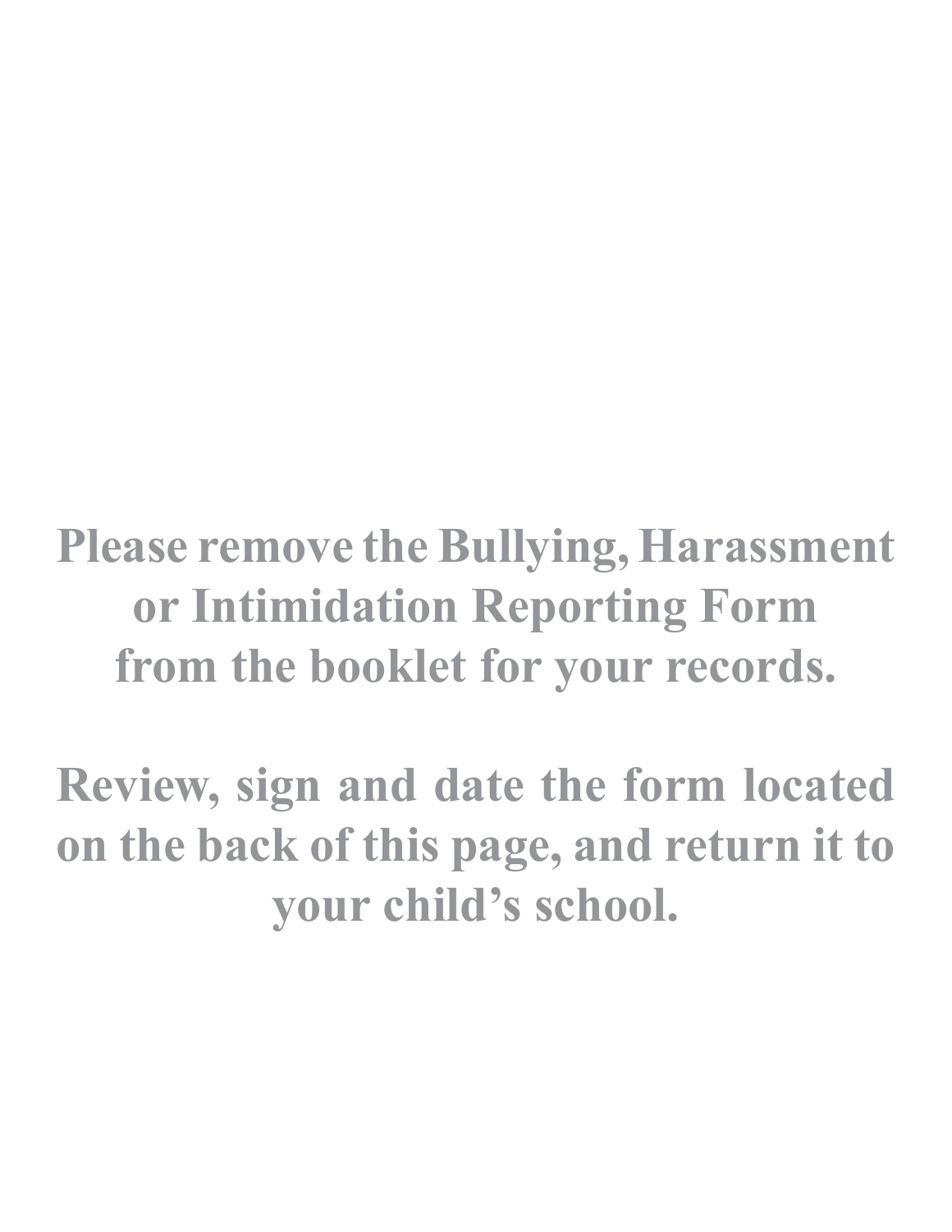**Please remove the Bullying, Harassment or Intimidation Reporting Form from the booklet for your records.**

**Review, sign and date the form located on the back of this page, and return it to your child's school.**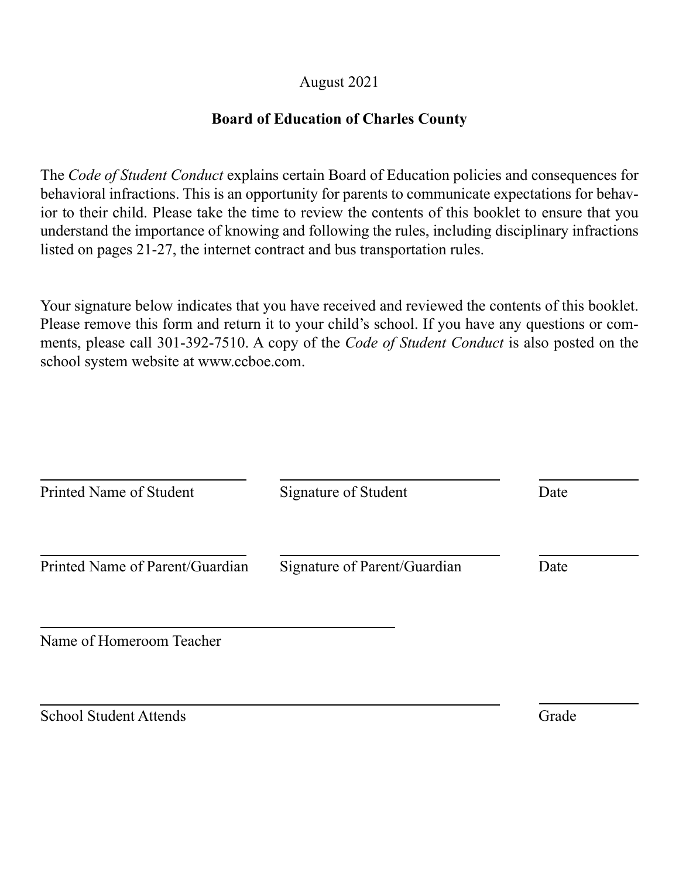August 2021

**Board of Education of Charles County**

The *Code of Student Conduct* explains certain Board of Education policies and consequences for behavioral infractions. This is an opportunity for parents to communicate expectations for behavior to their child. Please take the time to review the contents of this booklet to ensure that you understand the importance of knowing and following the rules, including disciplinary infractions listed on pages 21-27, the internet contract and bus transportation rules.

Your signature below indicates that you have received and reviewed the contents of this booklet. Please remove this form and return it to your child's school. If you have any questions or comments, please call 301-392-7510. A copy of the *Code of Student Conduct* is also posted on the school system website at www.ccboe.com.

\_\_\_\_\_\_\_\_\_\_\_\_\_\_\_\_\_\_\_\_\_\_\_\_\_\_ \_\_\_\_\_\_\_\_\_\_\_\_\_\_\_\_\_\_\_\_\_\_\_\_\_\_ \_\_\_\_\_\_\_\_\_\_

Printed Name of Student | Signature of Student | Date

\_\_\_\_\_\_\_\_\_\_\_\_\_\_\_\_\_\_\_\_\_\_\_\_\_\_ \_\_\_\_\_\_\_\_\_\_\_\_\_\_\_\_\_\_\_\_\_\_\_\_\_\_ \_\_\_\_\_\_\_\_\_\_

Printed Name of Parent/Guardian | Signature of Parent/Guardian | Date

\_\_\_\_\_\_\_\_\_\_\_\_\_\_\_\_\_\_\_\_\_\_\_\_\_\_\_\_\_\_\_\_\_\_\_\_\_\_\_\_\_\_\_\_

Name of Homeroom Teacher

\_\_\_\_\_\_\_\_\_\_\_\_\_\_\_\_\_\_\_\_\_\_\_\_\_\_\_\_\_\_\_\_\_\_\_\_\_\_\_\_\_\_\_\_\_\_\_\_\_\_\_\_\_\_ \_\_\_\_\_\_\_\_\_\_

School Student Attends | Grade